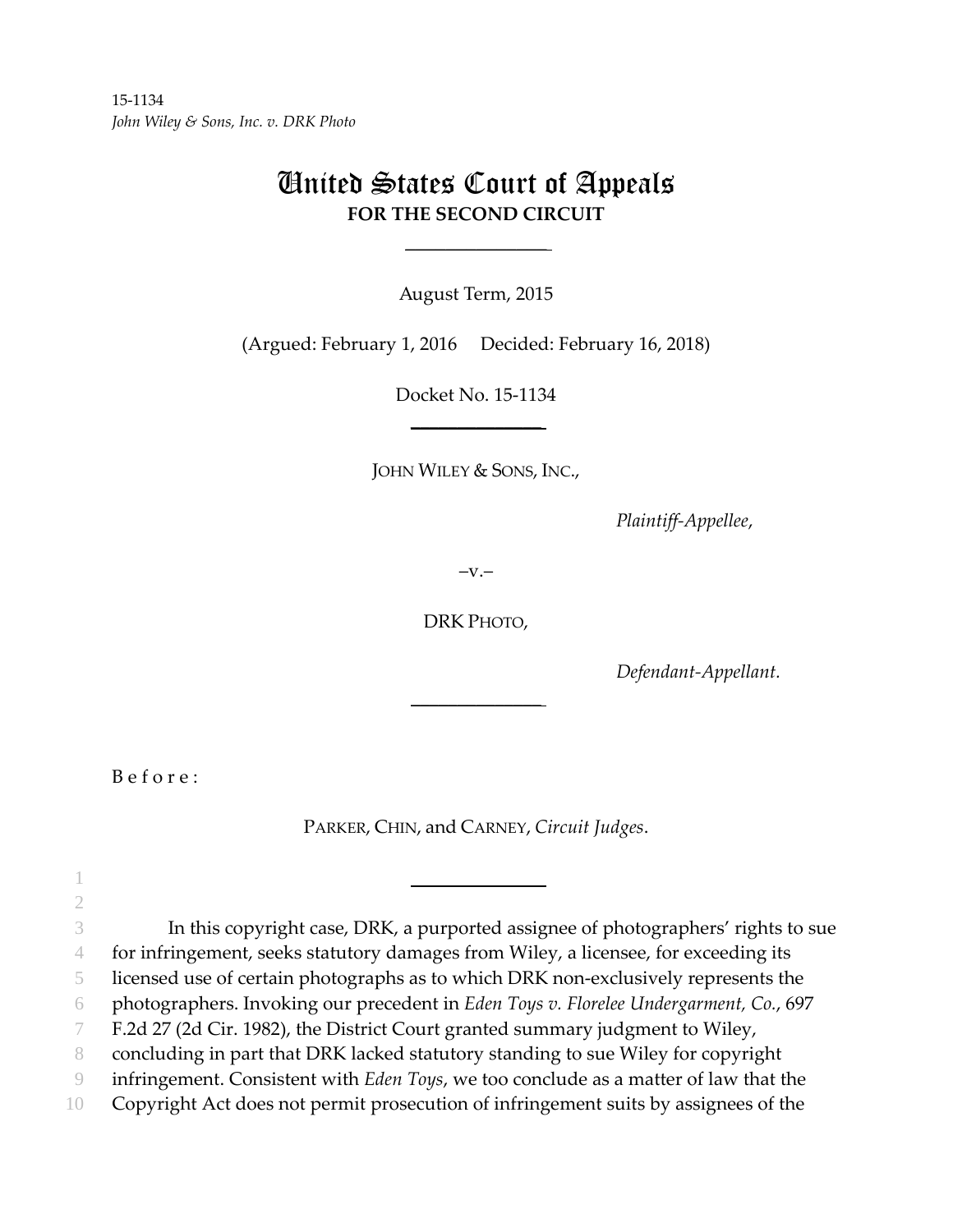15-1134
*John Wiley & Sons, Inc. v. DRK Photo*

# United States Court of Appeals
## FOR THE SECOND CIRCUIT

August Term, 2015

(Argued: February 1, 2016 Decided: February 16, 2018)

Docket No. 15-1134

JOHN WILEY & SONS, INC.,

*Plaintiff-Appellee*,

–v.–

DRK PHOTO,

*Defendant-Appellant.*

B e f o r e :

PARKER, CHIN, and CARNEY, *Circuit Judges*.

In this copyright case, DRK, a purported assignee of photographers' rights to sue for infringement, seeks statutory damages from Wiley, a licensee, for exceeding its licensed use of certain photographs as to which DRK non-exclusively represents the photographers. Invoking our precedent in *Eden Toys v. Florelee Undergarment, Co.*, 697 F.2d 27 (2d Cir. 1982), the District Court granted summary judgment to Wiley, concluding in part that DRK lacked statutory standing to sue Wiley for copyright infringement. Consistent with *Eden Toys*, we too conclude as a matter of law that the Copyright Act does not permit prosecution of infringement suits by assignees of the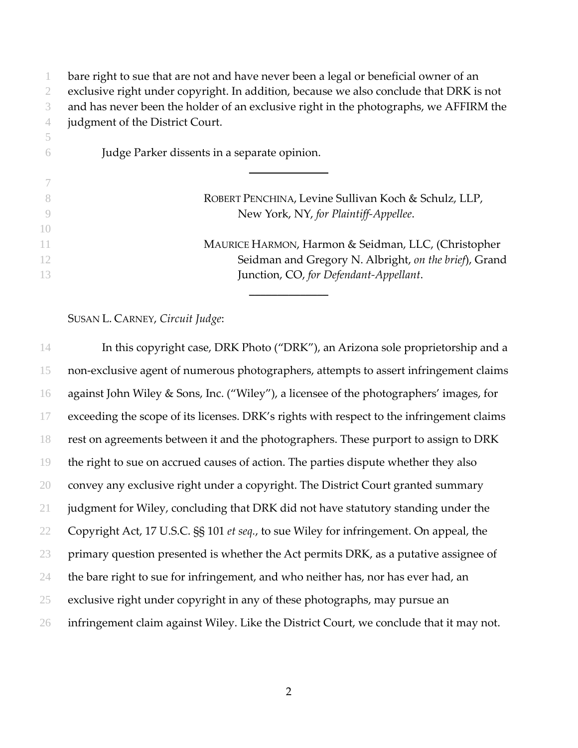bare right to sue that are not and have never been a legal or beneficial owner of an exclusive right under copyright. In addition, because we also conclude that DRK is not and has never been the holder of an exclusive right in the photographs, we AFFIRM the judgment of the District Court.

Judge Parker dissents in a separate opinion.

---

ROBERT PENCHINA, Levine Sullivan Koch & Schulz, LLP, New York, NY, *for Plaintiff-Appellee*.

MAURICE HARMON, Harmon & Seidman, LLC, (Christopher Seidman and Gregory N. Albright, *on the brief*), Grand Junction, CO, *for Defendant-Appellant*.

---

SUSAN L. CARNEY, *Circuit Judge*:

In this copyright case, DRK Photo ("DRK"), an Arizona sole proprietorship and a non-exclusive agent of numerous photographers, attempts to assert infringement claims against John Wiley & Sons, Inc. ("Wiley"), a licensee of the photographers' images, for exceeding the scope of its licenses. DRK's rights with respect to the infringement claims rest on agreements between it and the photographers. These purport to assign to DRK the right to sue on accrued causes of action. The parties dispute whether they also convey any exclusive right under a copyright. The District Court granted summary judgment for Wiley, concluding that DRK did not have statutory standing under the Copyright Act, 17 U.S.C. §§ 101 *et seq.*, to sue Wiley for infringement. On appeal, the primary question presented is whether the Act permits DRK, as a putative assignee of the bare right to sue for infringement, and who neither has, nor has ever had, an exclusive right under copyright in any of these photographs, may pursue an infringement claim against Wiley. Like the District Court, we conclude that it may not.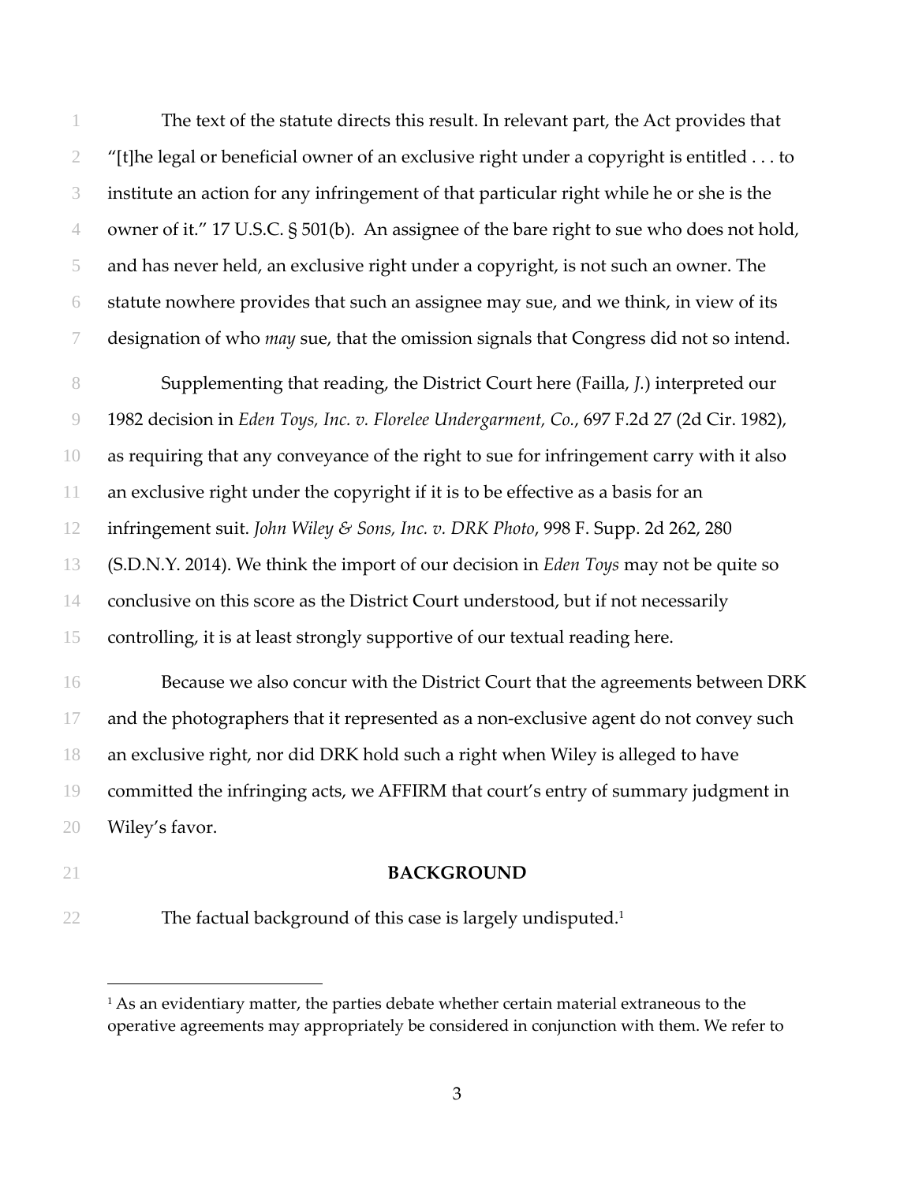The text of the statute directs this result. In relevant part, the Act provides that "[t]he legal or beneficial owner of an exclusive right under a copyright is entitled . . . to institute an action for any infringement of that particular right while he or she is the owner of it." 17 U.S.C. § 501(b). An assignee of the bare right to sue who does not hold, and has never held, an exclusive right under a copyright, is not such an owner. The statute nowhere provides that such an assignee may sue, and we think, in view of its designation of who *may* sue, that the omission signals that Congress did not so intend.

Supplementing that reading, the District Court here (Failla, *J.*) interpreted our 1982 decision in *Eden Toys, Inc. v. Florelee Undergarment, Co.*, 697 F.2d 27 (2d Cir. 1982), as requiring that any conveyance of the right to sue for infringement carry with it also an exclusive right under the copyright if it is to be effective as a basis for an infringement suit. *John Wiley & Sons, Inc. v. DRK Photo*, 998 F. Supp. 2d 262, 280 (S.D.N.Y. 2014). We think the import of our decision in *Eden Toys* may not be quite so conclusive on this score as the District Court understood, but if not necessarily controlling, it is at least strongly supportive of our textual reading here.

Because we also concur with the District Court that the agreements between DRK and the photographers that it represented as a non-exclusive agent do not convey such an exclusive right, nor did DRK hold such a right when Wiley is alleged to have committed the infringing acts, we AFFIRM that court's entry of summary judgment in Wiley's favor.

## BACKGROUND

The factual background of this case is largely undisputed.[1]

[1] As an evidentiary matter, the parties debate whether certain material extraneous to the operative agreements may appropriately be considered in conjunction with them. We refer to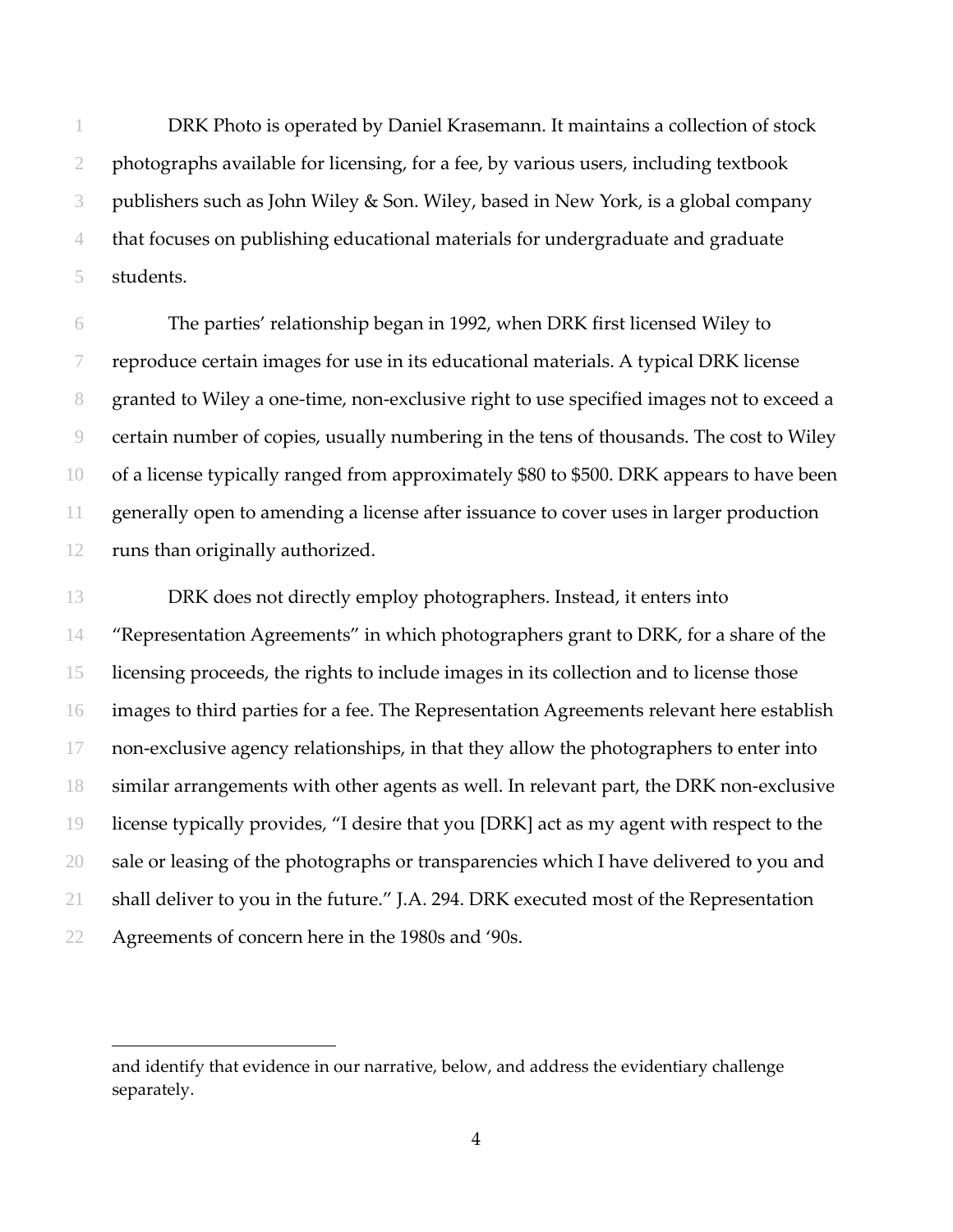DRK Photo is operated by Daniel Krasemann. It maintains a collection of stock photographs available for licensing, for a fee, by various users, including textbook publishers such as John Wiley & Son. Wiley, based in New York, is a global company that focuses on publishing educational materials for undergraduate and graduate students.

The parties' relationship began in 1992, when DRK first licensed Wiley to reproduce certain images for use in its educational materials. A typical DRK license granted to Wiley a one-time, non-exclusive right to use specified images not to exceed a certain number of copies, usually numbering in the tens of thousands. The cost to Wiley of a license typically ranged from approximately $80 to $500. DRK appears to have been generally open to amending a license after issuance to cover uses in larger production runs than originally authorized.

DRK does not directly employ photographers. Instead, it enters into "Representation Agreements" in which photographers grant to DRK, for a share of the licensing proceeds, the rights to include images in its collection and to license those images to third parties for a fee. The Representation Agreements relevant here establish non-exclusive agency relationships, in that they allow the photographers to enter into similar arrangements with other agents as well. In relevant part, the DRK non-exclusive license typically provides, "I desire that you [DRK] act as my agent with respect to the sale or leasing of the photographs or transparencies which I have delivered to you and shall deliver to you in the future." J.A. 294. DRK executed most of the Representation Agreements of concern here in the 1980s and '90s.

---

and identify that evidence in our narrative, below, and address the evidentiary challenge separately.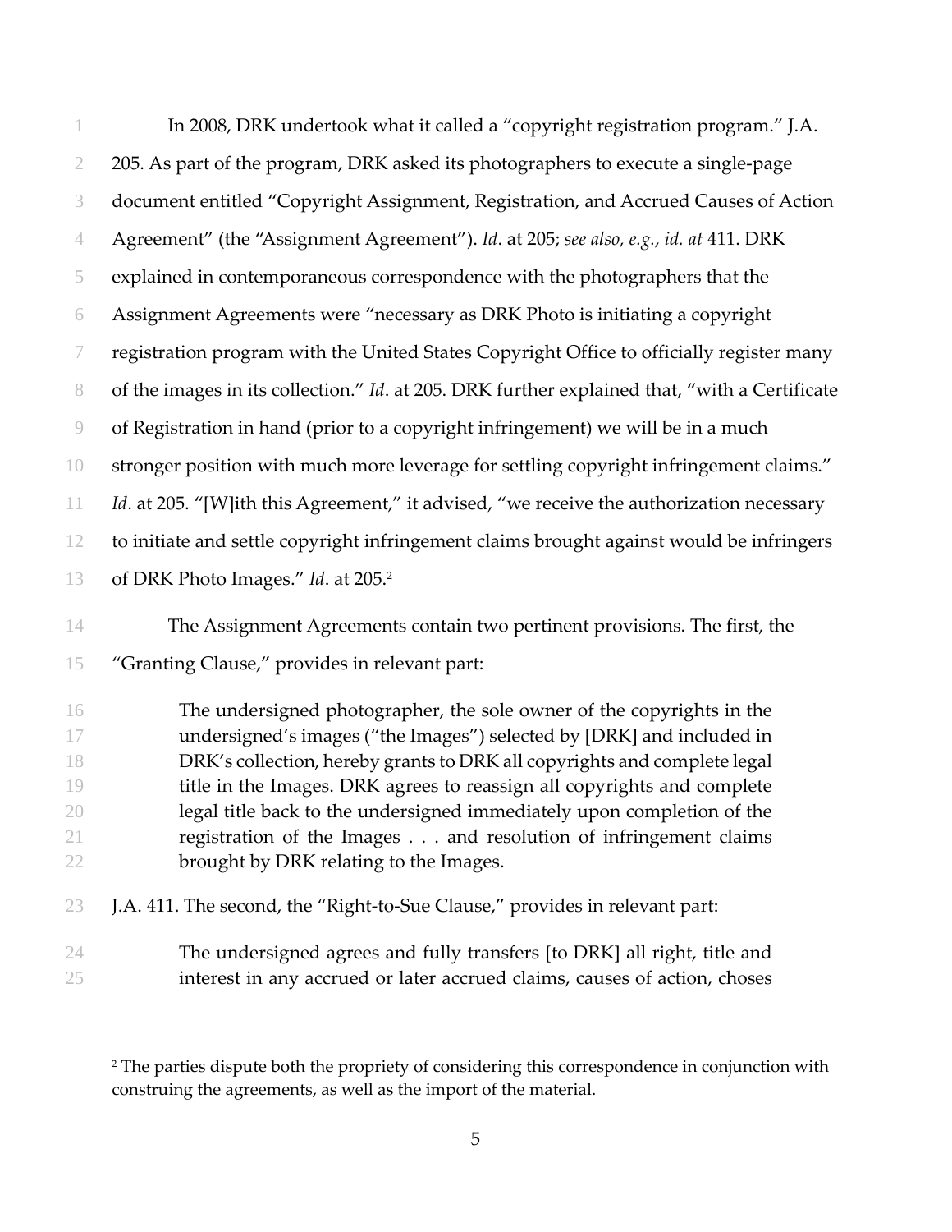In 2008, DRK undertook what it called a "copyright registration program." J.A. 205. As part of the program, DRK asked its photographers to execute a single-page document entitled "Copyright Assignment, Registration, and Accrued Causes of Action Agreement" (the "Assignment Agreement"). *Id*. at 205; *see also, e.g.*, *id. at* 411. DRK explained in contemporaneous correspondence with the photographers that the Assignment Agreements were "necessary as DRK Photo is initiating a copyright registration program with the United States Copyright Office to officially register many of the images in its collection." *Id*. at 205. DRK further explained that, "with a Certificate of Registration in hand (prior to a copyright infringement) we will be in a much stronger position with much more leverage for settling copyright infringement claims." *Id*. at 205. "[W]ith this Agreement," it advised, "we receive the authorization necessary to initiate and settle copyright infringement claims brought against would be infringers of DRK Photo Images." *Id*. at 205.[2]

The Assignment Agreements contain two pertinent provisions. The first, the "Granting Clause," provides in relevant part:

> The undersigned photographer, the sole owner of the copyrights in the undersigned's images ("the Images") selected by [DRK] and included in DRK's collection, hereby grants to DRK all copyrights and complete legal title in the Images. DRK agrees to reassign all copyrights and complete legal title back to the undersigned immediately upon completion of the registration of the Images . . . and resolution of infringement claims brought by DRK relating to the Images.

J.A. 411. The second, the "Right-to-Sue Clause," provides in relevant part:

> The undersigned agrees and fully transfers [to DRK] all right, title and interest in any accrued or later accrued claims, causes of action, choses

[2] The parties dispute both the propriety of considering this correspondence in conjunction with construing the agreements, as well as the import of the material.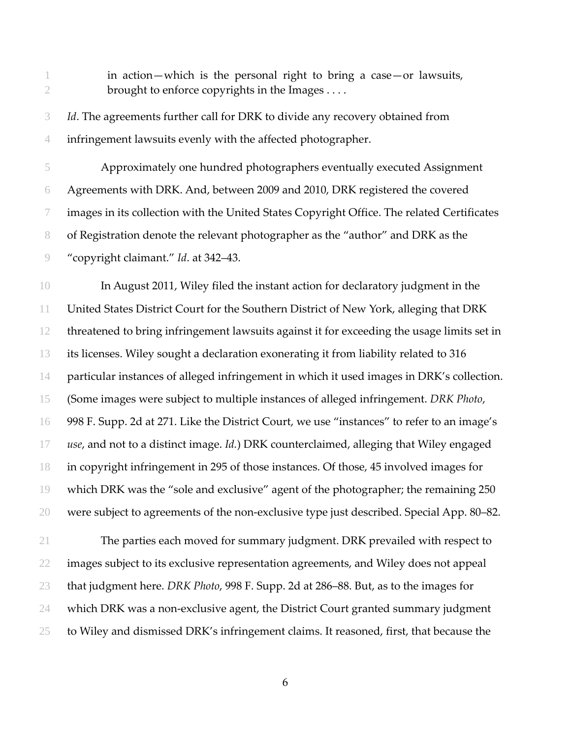> in action—which is the personal right to bring a case—or lawsuits, brought to enforce copyrights in the Images . . . .

*Id*. The agreements further call for DRK to divide any recovery obtained from infringement lawsuits evenly with the affected photographer.

Approximately one hundred photographers eventually executed Assignment Agreements with DRK. And, between 2009 and 2010, DRK registered the covered images in its collection with the United States Copyright Office. The related Certificates of Registration denote the relevant photographer as the "author" and DRK as the "copyright claimant." *Id*. at 342–43.

In August 2011, Wiley filed the instant action for declaratory judgment in the United States District Court for the Southern District of New York, alleging that DRK threatened to bring infringement lawsuits against it for exceeding the usage limits set in its licenses. Wiley sought a declaration exonerating it from liability related to 316 particular instances of alleged infringement in which it used images in DRK's collection. (Some images were subject to multiple instances of alleged infringement. *DRK Photo*, 998 F. Supp. 2d at 271. Like the District Court, we use "instances" to refer to an image's *use*, and not to a distinct image. *Id*.) DRK counterclaimed, alleging that Wiley engaged in copyright infringement in 295 of those instances. Of those, 45 involved images for which DRK was the "sole and exclusive" agent of the photographer; the remaining 250 were subject to agreements of the non-exclusive type just described. Special App. 80–82.

The parties each moved for summary judgment. DRK prevailed with respect to images subject to its exclusive representation agreements, and Wiley does not appeal that judgment here. *DRK Photo*, 998 F. Supp. 2d at 286–88. But, as to the images for which DRK was a non-exclusive agent, the District Court granted summary judgment to Wiley and dismissed DRK's infringement claims. It reasoned, first, that because the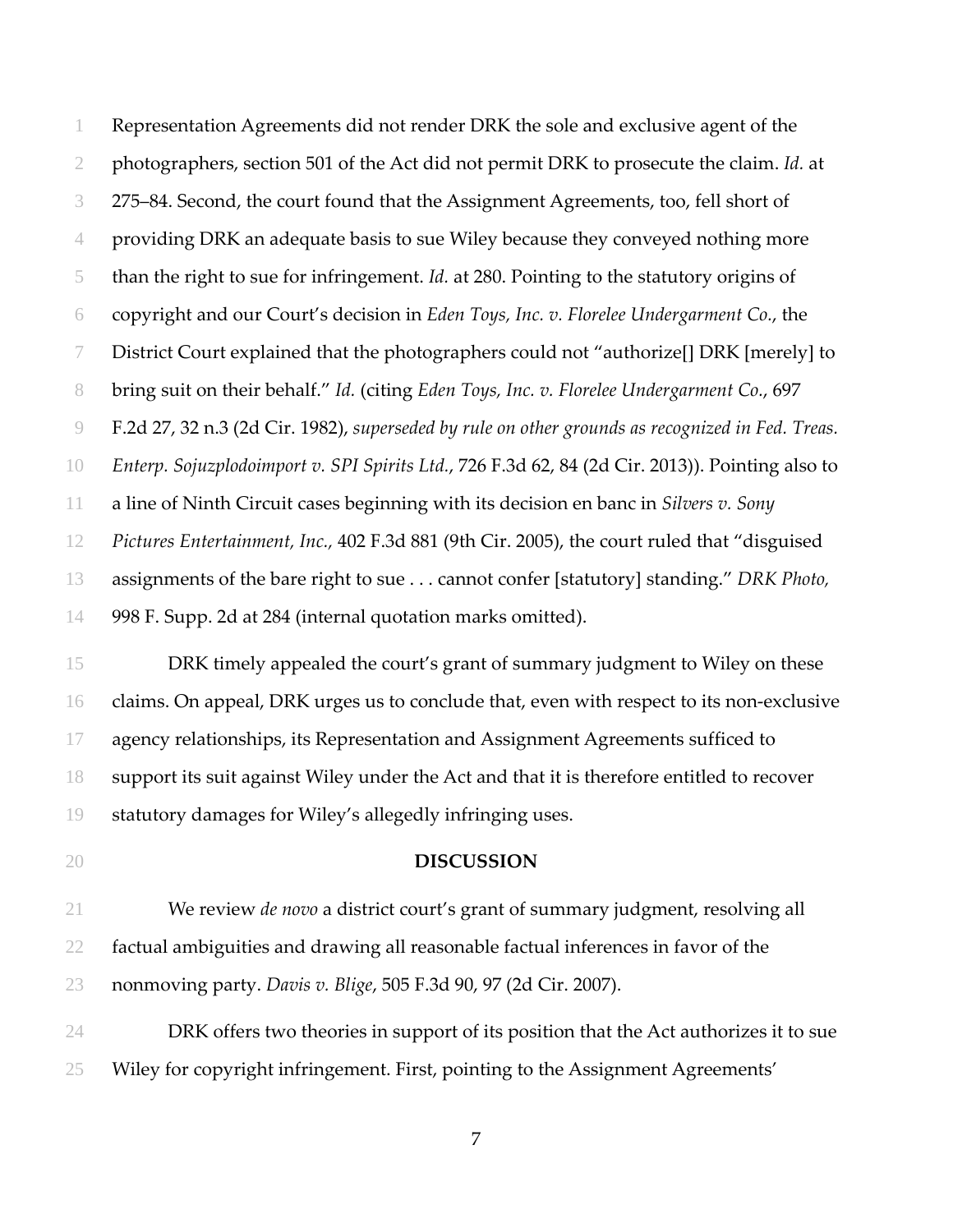Representation Agreements did not render DRK the sole and exclusive agent of the photographers, section 501 of the Act did not permit DRK to prosecute the claim. *Id.* at 275–84. Second, the court found that the Assignment Agreements, too, fell short of providing DRK an adequate basis to sue Wiley because they conveyed nothing more than the right to sue for infringement. *Id.* at 280. Pointing to the statutory origins of copyright and our Court's decision in *Eden Toys, Inc. v. Florelee Undergarment Co.*, the District Court explained that the photographers could not "authorize[] DRK [merely] to bring suit on their behalf." *Id.* (citing *Eden Toys, Inc. v. Florelee Undergarment Co.*, 697 F.2d 27, 32 n.3 (2d Cir. 1982), *superseded by rule on other grounds as recognized in Fed. Treas. Enterp. Sojuzplodoimport v. SPI Spirits Ltd.*, 726 F.3d 62, 84 (2d Cir. 2013)). Pointing also to a line of Ninth Circuit cases beginning with its decision en banc in *Silvers v. Sony Pictures Entertainment, Inc.*, 402 F.3d 881 (9th Cir. 2005), the court ruled that "disguised assignments of the bare right to sue . . . cannot confer [statutory] standing." *DRK Photo,* 998 F. Supp. 2d at 284 (internal quotation marks omitted).

DRK timely appealed the court's grant of summary judgment to Wiley on these claims. On appeal, DRK urges us to conclude that, even with respect to its non-exclusive agency relationships, its Representation and Assignment Agreements sufficed to support its suit against Wiley under the Act and that it is therefore entitled to recover statutory damages for Wiley's allegedly infringing uses.

## DISCUSSION

We review *de novo* a district court's grant of summary judgment, resolving all factual ambiguities and drawing all reasonable factual inferences in favor of the nonmoving party. *Davis v. Blige*, 505 F.3d 90, 97 (2d Cir. 2007).

DRK offers two theories in support of its position that the Act authorizes it to sue Wiley for copyright infringement. First, pointing to the Assignment Agreements'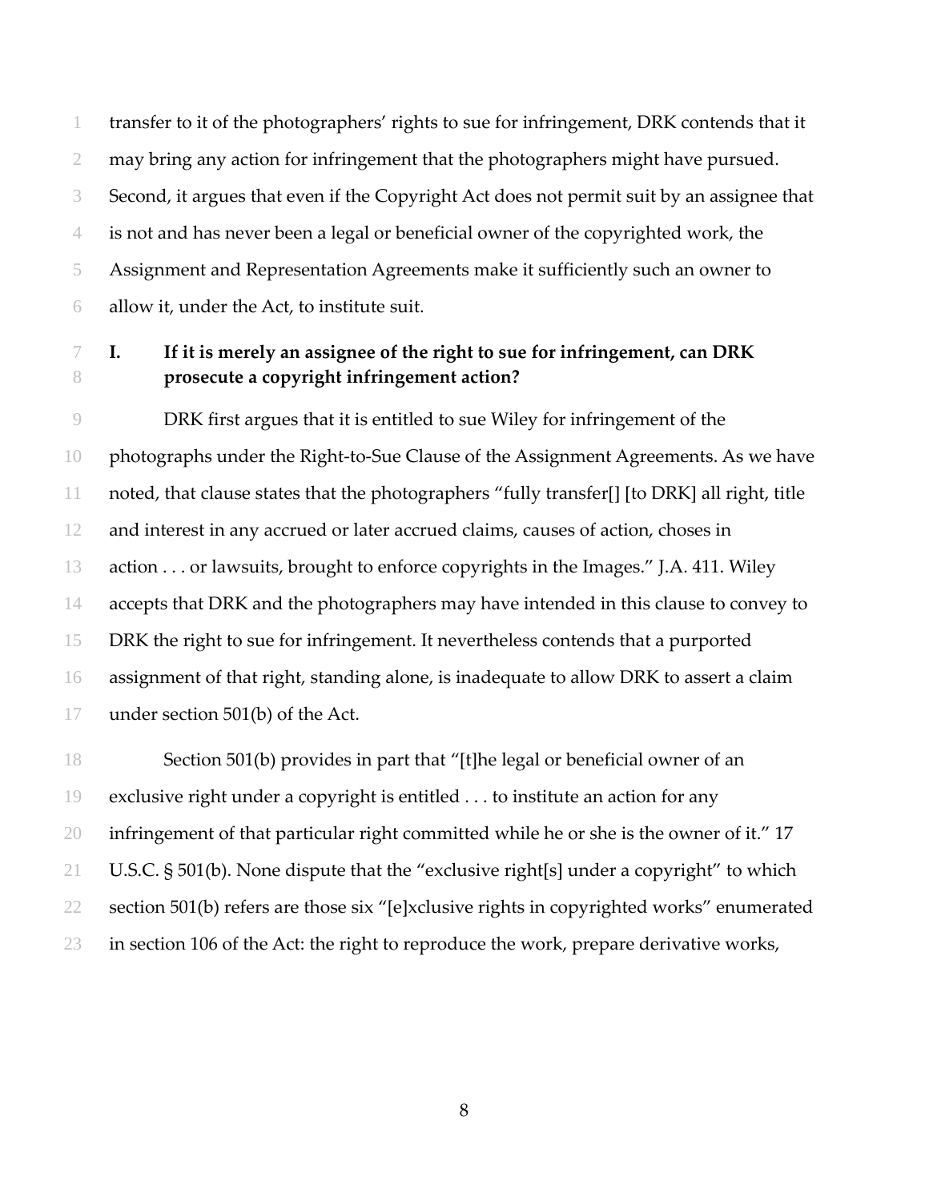transfer to it of the photographers' rights to sue for infringement, DRK contends that it may bring any action for infringement that the photographers might have pursued. Second, it argues that even if the Copyright Act does not permit suit by an assignee that is not and has never been a legal or beneficial owner of the copyrighted work, the Assignment and Representation Agreements make it sufficiently such an owner to allow it, under the Act, to institute suit.

## I. If it is merely an assignee of the right to sue for infringement, can DRK prosecute a copyright infringement action?

DRK first argues that it is entitled to sue Wiley for infringement of the photographs under the Right-to-Sue Clause of the Assignment Agreements. As we have noted, that clause states that the photographers "fully transfer[] [to DRK] all right, title and interest in any accrued or later accrued claims, causes of action, choses in action . . . or lawsuits, brought to enforce copyrights in the Images." J.A. 411. Wiley accepts that DRK and the photographers may have intended in this clause to convey to DRK the right to sue for infringement. It nevertheless contends that a purported assignment of that right, standing alone, is inadequate to allow DRK to assert a claim under section 501(b) of the Act.

Section 501(b) provides in part that "[t]he legal or beneficial owner of an exclusive right under a copyright is entitled . . . to institute an action for any infringement of that particular right committed while he or she is the owner of it." 17 U.S.C. § 501(b). None dispute that the "exclusive right[s] under a copyright" to which section 501(b) refers are those six "[e]xclusive rights in copyrighted works" enumerated in section 106 of the Act: the right to reproduce the work, prepare derivative works,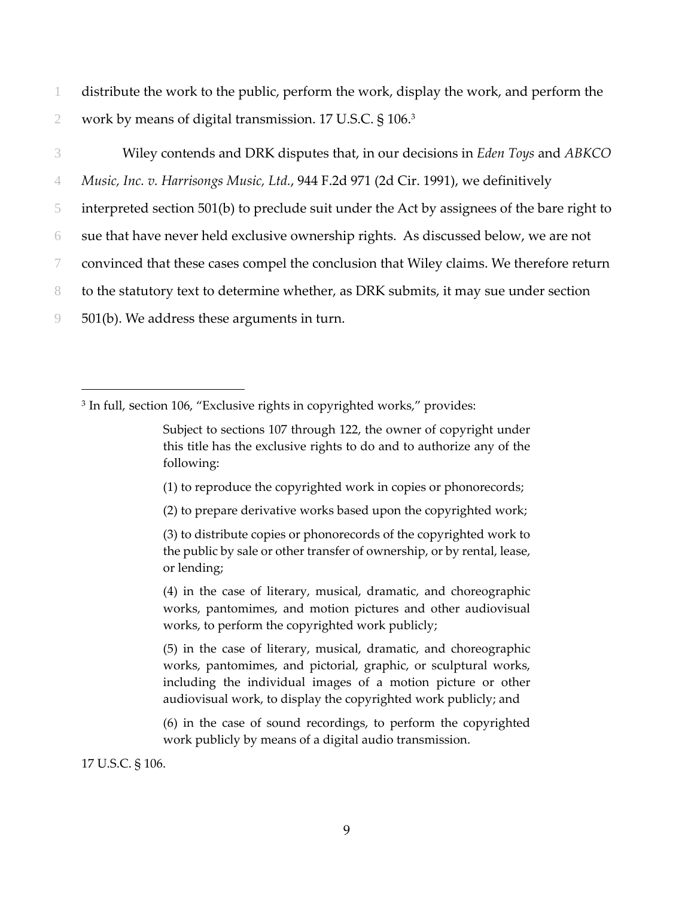distribute the work to the public, perform the work, display the work, and perform the work by means of digital transmission. 17 U.S.C. § 106.[3]

Wiley contends and DRK disputes that, in our decisions in *Eden Toys* and *ABKCO Music, Inc. v. Harrisongs Music, Ltd.*, 944 F.2d 971 (2d Cir. 1991), we definitively interpreted section 501(b) to preclude suit under the Act by assignees of the bare right to sue that have never held exclusive ownership rights. As discussed below, we are not convinced that these cases compel the conclusion that Wiley claims. We therefore return to the statutory text to determine whether, as DRK submits, it may sue under section 501(b). We address these arguments in turn.

---

[3] In full, section 106, "Exclusive rights in copyrighted works," provides:

> Subject to sections 107 through 122, the owner of copyright under this title has the exclusive rights to do and to authorize any of the following:
>
> (1) to reproduce the copyrighted work in copies or phonorecords;
>
> (2) to prepare derivative works based upon the copyrighted work;
>
> (3) to distribute copies or phonorecords of the copyrighted work to the public by sale or other transfer of ownership, or by rental, lease, or lending;
>
> (4) in the case of literary, musical, dramatic, and choreographic works, pantomimes, and motion pictures and other audiovisual works, to perform the copyrighted work publicly;
>
> (5) in the case of literary, musical, dramatic, and choreographic works, pantomimes, and pictorial, graphic, or sculptural works, including the individual images of a motion picture or other audiovisual work, to display the copyrighted work publicly; and
>
> (6) in the case of sound recordings, to perform the copyrighted work publicly by means of a digital audio transmission.

17 U.S.C. § 106.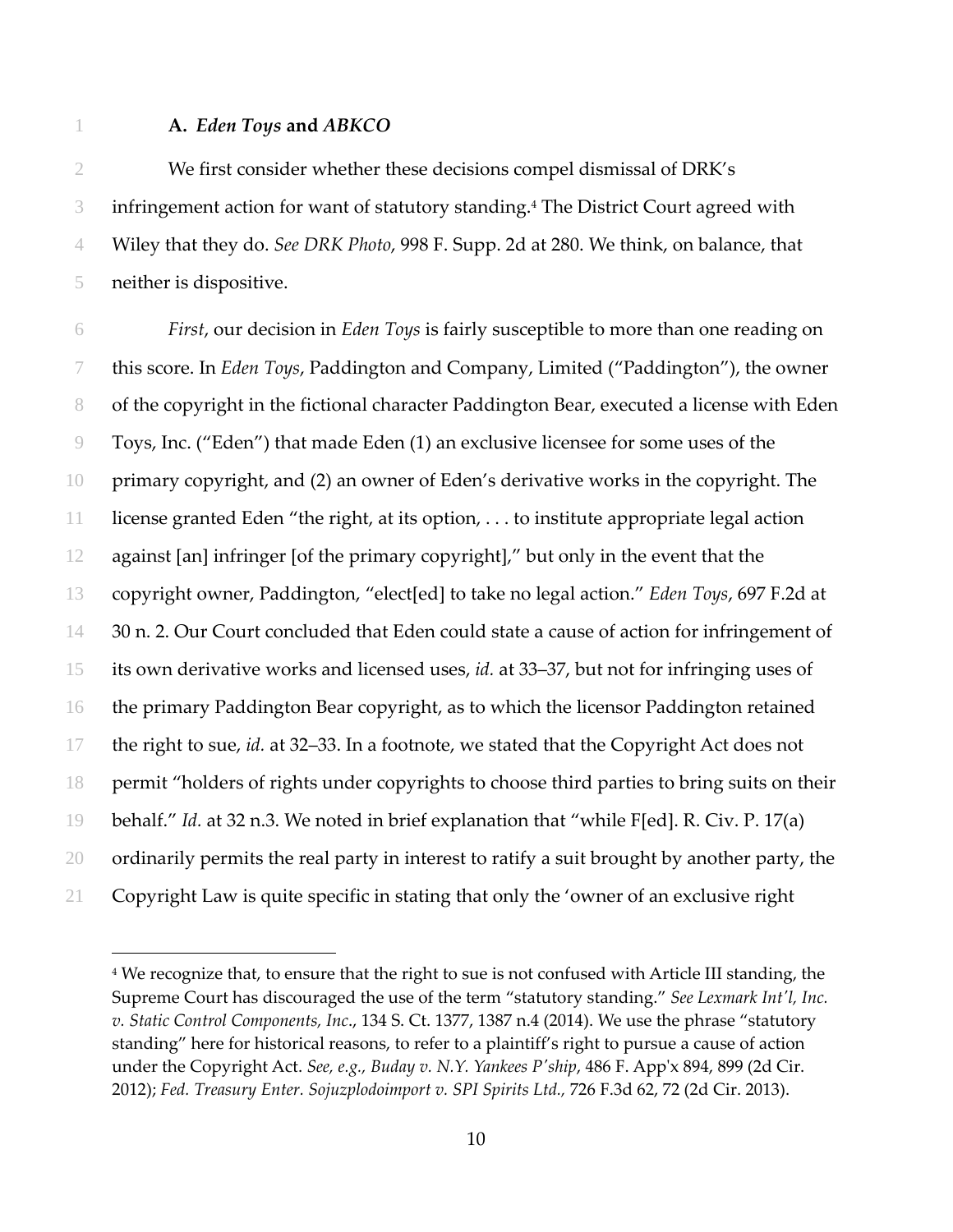### A. *Eden Toys* and *ABKCO*

We first consider whether these decisions compel dismissal of DRK's infringement action for want of statutory standing.[4] The District Court agreed with Wiley that they do. *See DRK Photo*, 998 F. Supp. 2d at 280. We think, on balance, that neither is dispositive.

*First*, our decision in *Eden Toys* is fairly susceptible to more than one reading on this score. In *Eden Toys*, Paddington and Company, Limited ("Paddington"), the owner of the copyright in the fictional character Paddington Bear, executed a license with Eden Toys, Inc. ("Eden") that made Eden (1) an exclusive licensee for some uses of the primary copyright, and (2) an owner of Eden's derivative works in the copyright. The license granted Eden "the right, at its option, . . . to institute appropriate legal action against [an] infringer [of the primary copyright]," but only in the event that the copyright owner, Paddington, "elect[ed] to take no legal action." *Eden Toys*, 697 F.2d at 30 n. 2. Our Court concluded that Eden could state a cause of action for infringement of its own derivative works and licensed uses, *id.* at 33–37, but not for infringing uses of the primary Paddington Bear copyright, as to which the licensor Paddington retained the right to sue, *id.* at 32–33. In a footnote, we stated that the Copyright Act does not permit "holders of rights under copyrights to choose third parties to bring suits on their behalf." *Id.* at 32 n.3. We noted in brief explanation that "while F[ed]. R. Civ. P. 17(a) ordinarily permits the real party in interest to ratify a suit brought by another party, the Copyright Law is quite specific in stating that only the 'owner of an exclusive right

---

[4] We recognize that, to ensure that the right to sue is not confused with Article III standing, the Supreme Court has discouraged the use of the term "statutory standing." *See Lexmark Int'l, Inc. v. Static Control Components, Inc.*, 134 S. Ct. 1377, 1387 n.4 (2014). We use the phrase "statutory standing" here for historical reasons, to refer to a plaintiff's right to pursue a cause of action under the Copyright Act. *See, e.g., Buday v. N.Y. Yankees P'ship*, 486 F. App'x 894, 899 (2d Cir. 2012); *Fed. Treasury Enter. Sojuzplodoimport v. SPI Spirits Ltd.*, 726 F.3d 62, 72 (2d Cir. 2013).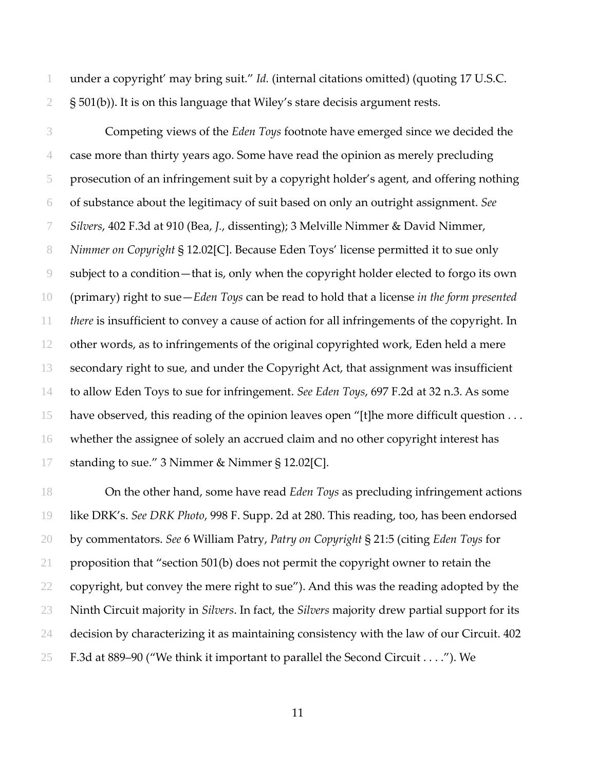under a copyright' may bring suit." *Id.* (internal citations omitted) (quoting 17 U.S.C. § 501(b)). It is on this language that Wiley's stare decisis argument rests.

Competing views of the *Eden Toys* footnote have emerged since we decided the case more than thirty years ago. Some have read the opinion as merely precluding prosecution of an infringement suit by a copyright holder's agent, and offering nothing of substance about the legitimacy of suit based on only an outright assignment. *See Silvers*, 402 F.3d at 910 (Bea, *J.*, dissenting); 3 Melville Nimmer & David Nimmer, *Nimmer on Copyright* § 12.02[C]. Because Eden Toys' license permitted it to sue only subject to a condition—that is, only when the copyright holder elected to forgo its own (primary) right to sue—*Eden Toys* can be read to hold that a license *in the form presented there* is insufficient to convey a cause of action for all infringements of the copyright. In other words, as to infringements of the original copyrighted work, Eden held a mere secondary right to sue, and under the Copyright Act, that assignment was insufficient to allow Eden Toys to sue for infringement. *See Eden Toys*, 697 F.2d at 32 n.3. As some have observed, this reading of the opinion leaves open "[t]he more difficult question . . . whether the assignee of solely an accrued claim and no other copyright interest has standing to sue." 3 Nimmer & Nimmer § 12.02[C].

On the other hand, some have read *Eden Toys* as precluding infringement actions like DRK's. *See DRK Photo*, 998 F. Supp. 2d at 280. This reading, too, has been endorsed by commentators. *See* 6 William Patry, *Patry on Copyright* § 21:5 (citing *Eden Toys* for proposition that "section 501(b) does not permit the copyright owner to retain the copyright, but convey the mere right to sue"). And this was the reading adopted by the Ninth Circuit majority in *Silvers*. In fact, the *Silvers* majority drew partial support for its decision by characterizing it as maintaining consistency with the law of our Circuit. 402 F.3d at 889–90 ("We think it important to parallel the Second Circuit . . . ."). We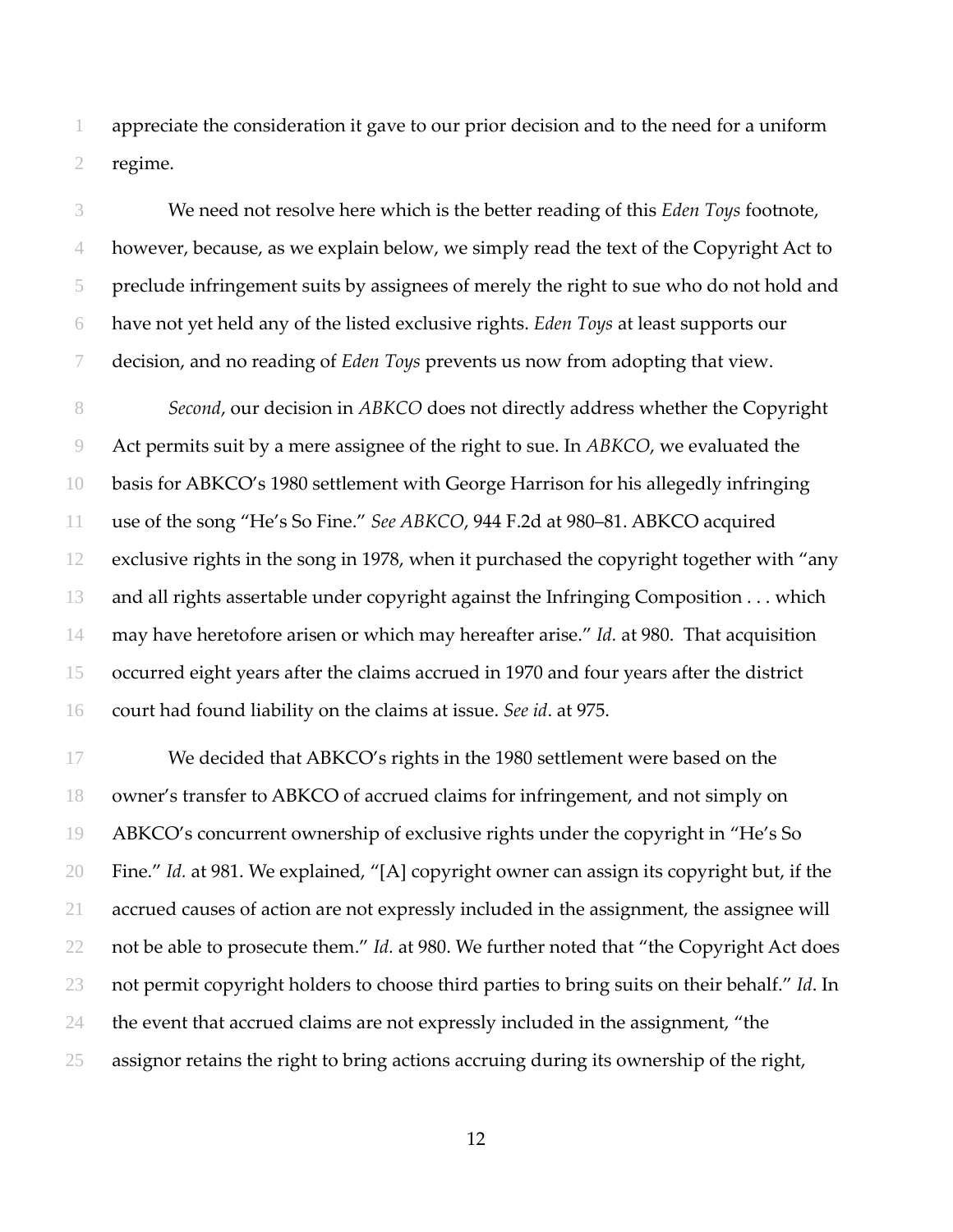appreciate the consideration it gave to our prior decision and to the need for a uniform regime.

We need not resolve here which is the better reading of this *Eden Toys* footnote, however, because, as we explain below, we simply read the text of the Copyright Act to preclude infringement suits by assignees of merely the right to sue who do not hold and have not yet held any of the listed exclusive rights. *Eden Toys* at least supports our decision, and no reading of *Eden Toys* prevents us now from adopting that view.

*Second*, our decision in *ABKCO* does not directly address whether the Copyright Act permits suit by a mere assignee of the right to sue. In *ABKCO*, we evaluated the basis for ABKCO's 1980 settlement with George Harrison for his allegedly infringing use of the song "He's So Fine." *See ABKCO*, 944 F.2d at 980–81. ABKCO acquired exclusive rights in the song in 1978, when it purchased the copyright together with "any and all rights assertable under copyright against the Infringing Composition . . . which may have heretofore arisen or which may hereafter arise." *Id.* at 980. That acquisition occurred eight years after the claims accrued in 1970 and four years after the district court had found liability on the claims at issue. *See id*. at 975.

We decided that ABKCO's rights in the 1980 settlement were based on the owner's transfer to ABKCO of accrued claims for infringement, and not simply on ABKCO's concurrent ownership of exclusive rights under the copyright in "He's So Fine." *Id.* at 981. We explained, "[A] copyright owner can assign its copyright but, if the accrued causes of action are not expressly included in the assignment, the assignee will not be able to prosecute them." *Id.* at 980. We further noted that "the Copyright Act does not permit copyright holders to choose third parties to bring suits on their behalf." *Id*. In the event that accrued claims are not expressly included in the assignment, "the assignor retains the right to bring actions accruing during its ownership of the right,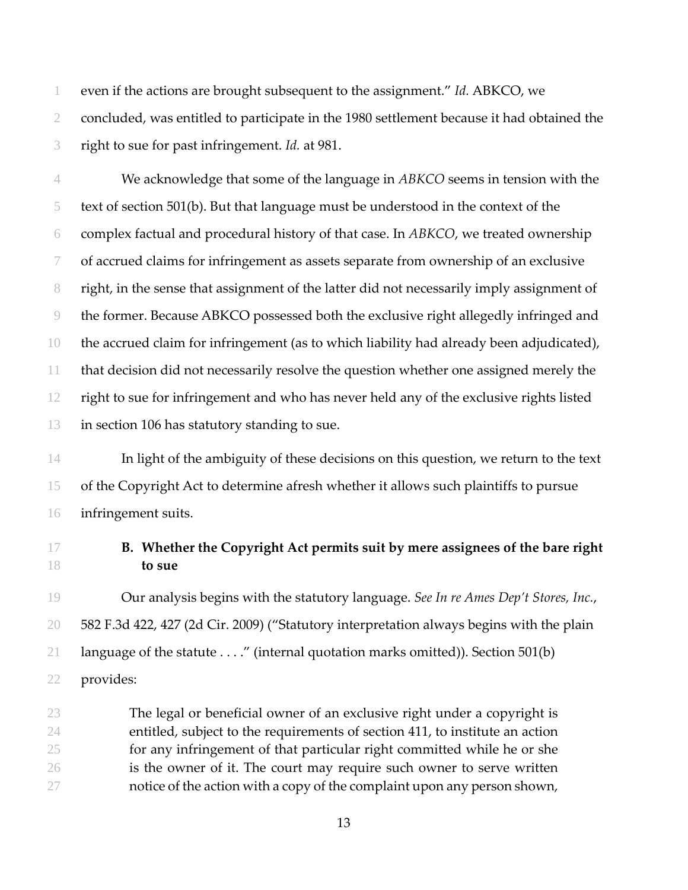even if the actions are brought subsequent to the assignment." *Id.* ABKCO, we concluded, was entitled to participate in the 1980 settlement because it had obtained the right to sue for past infringement. *Id.* at 981.

We acknowledge that some of the language in *ABKCO* seems in tension with the text of section 501(b). But that language must be understood in the context of the complex factual and procedural history of that case. In *ABKCO*, we treated ownership of accrued claims for infringement as assets separate from ownership of an exclusive right, in the sense that assignment of the latter did not necessarily imply assignment of the former. Because ABKCO possessed both the exclusive right allegedly infringed and the accrued claim for infringement (as to which liability had already been adjudicated), that decision did not necessarily resolve the question whether one assigned merely the right to sue for infringement and who has never held any of the exclusive rights listed in section 106 has statutory standing to sue.

In light of the ambiguity of these decisions on this question, we return to the text of the Copyright Act to determine afresh whether it allows such plaintiffs to pursue infringement suits.

### B. Whether the Copyright Act permits suit by mere assignees of the bare right to sue

Our analysis begins with the statutory language. *See In re Ames Dep't Stores, Inc.*, 582 F.3d 422, 427 (2d Cir. 2009) ("Statutory interpretation always begins with the plain language of the statute . . . ." (internal quotation marks omitted)). Section 501(b) provides:

> The legal or beneficial owner of an exclusive right under a copyright is entitled, subject to the requirements of section 411, to institute an action for any infringement of that particular right committed while he or she is the owner of it. The court may require such owner to serve written notice of the action with a copy of the complaint upon any person shown,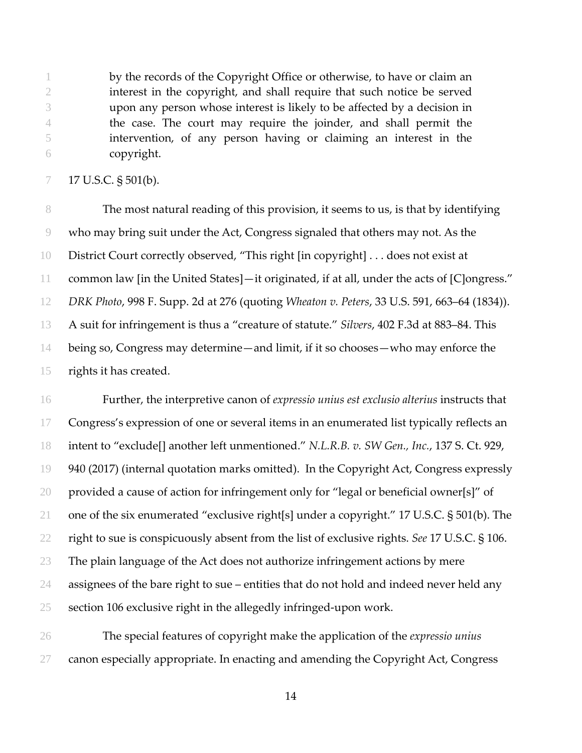> by the records of the Copyright Office or otherwise, to have or claim an interest in the copyright, and shall require that such notice be served upon any person whose interest is likely to be affected by a decision in the case. The court may require the joinder, and shall permit the intervention, of any person having or claiming an interest in the copyright.

17 U.S.C. § 501(b).

The most natural reading of this provision, it seems to us, is that by identifying who may bring suit under the Act, Congress signaled that others may not. As the District Court correctly observed, "This right [in copyright] . . . does not exist at common law [in the United States]—it originated, if at all, under the acts of [C]ongress." *DRK Photo*, 998 F. Supp. 2d at 276 (quoting *Wheaton v. Peters*, 33 U.S. 591, 663–64 (1834)). A suit for infringement is thus a "creature of statute." *Silvers*, 402 F.3d at 883–84. This being so, Congress may determine—and limit, if it so chooses—who may enforce the rights it has created.

Further, the interpretive canon of *expressio unius est exclusio alterius* instructs that Congress's expression of one or several items in an enumerated list typically reflects an intent to "exclude[] another left unmentioned." *N.L.R.B. v. SW Gen., Inc.*, 137 S. Ct. 929, 940 (2017) (internal quotation marks omitted). In the Copyright Act, Congress expressly provided a cause of action for infringement only for "legal or beneficial owner[s]" of one of the six enumerated "exclusive right[s] under a copyright." 17 U.S.C. § 501(b). The right to sue is conspicuously absent from the list of exclusive rights. *See* 17 U.S.C. § 106. The plain language of the Act does not authorize infringement actions by mere assignees of the bare right to sue – entities that do not hold and indeed never held any section 106 exclusive right in the allegedly infringed-upon work.

The special features of copyright make the application of the *expressio unius* canon especially appropriate. In enacting and amending the Copyright Act, Congress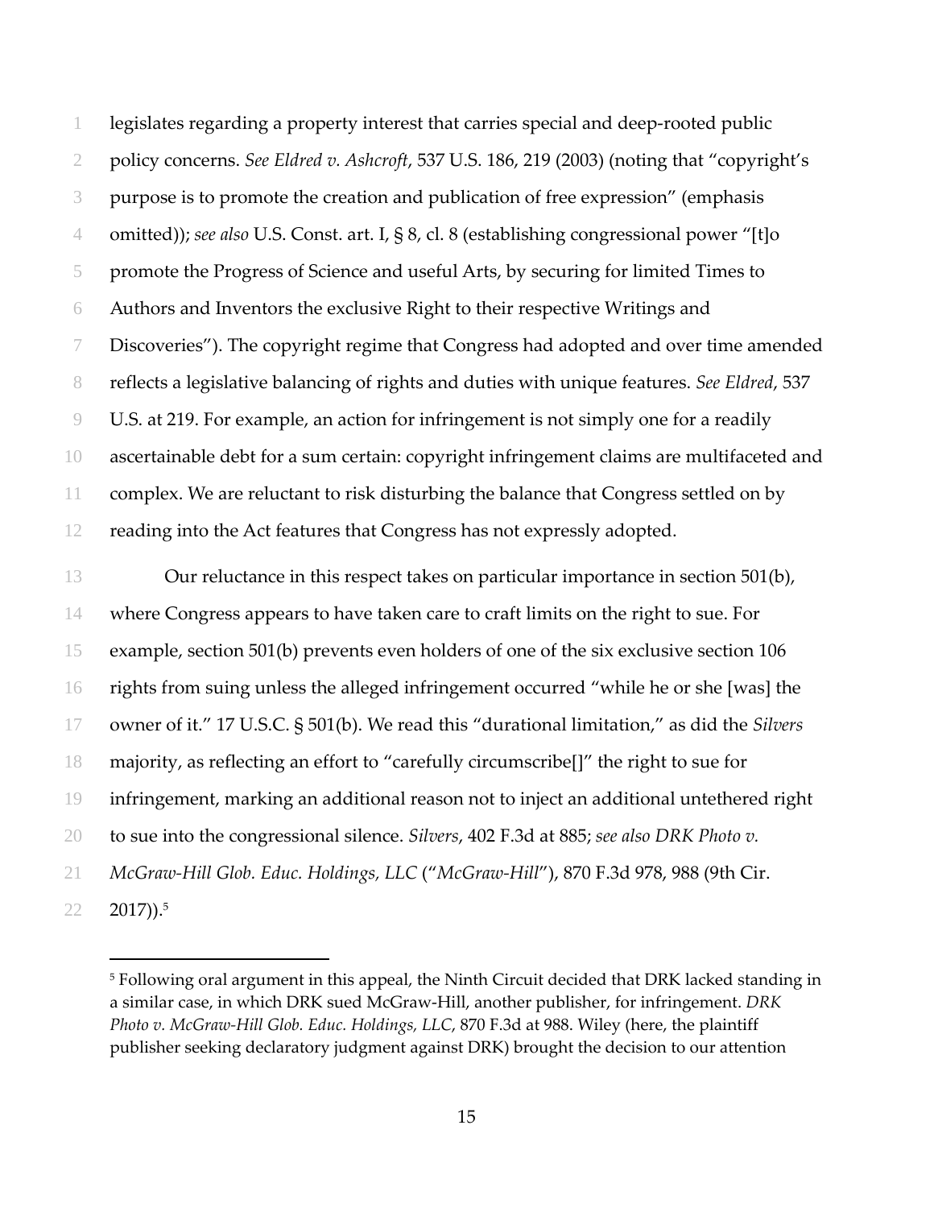legislates regarding a property interest that carries special and deep-rooted public policy concerns. *See Eldred v. Ashcroft*, 537 U.S. 186, 219 (2003) (noting that "copyright's purpose is to promote the creation and publication of free expression" (emphasis omitted)); *see also* U.S. Const. art. I, § 8, cl. 8 (establishing congressional power "[t]o promote the Progress of Science and useful Arts, by securing for limited Times to Authors and Inventors the exclusive Right to their respective Writings and Discoveries"). The copyright regime that Congress had adopted and over time amended reflects a legislative balancing of rights and duties with unique features. *See Eldred*, 537 U.S. at 219. For example, an action for infringement is not simply one for a readily ascertainable debt for a sum certain: copyright infringement claims are multifaceted and complex. We are reluctant to risk disturbing the balance that Congress settled on by reading into the Act features that Congress has not expressly adopted.

Our reluctance in this respect takes on particular importance in section 501(b), where Congress appears to have taken care to craft limits on the right to sue. For example, section 501(b) prevents even holders of one of the six exclusive section 106 rights from suing unless the alleged infringement occurred "while he or she [was] the owner of it." 17 U.S.C. § 501(b). We read this "durational limitation," as did the *Silvers* majority, as reflecting an effort to "carefully circumscribe[]" the right to sue for infringement, marking an additional reason not to inject an additional untethered right to sue into the congressional silence. *Silvers*, 402 F.3d at 885; *see also DRK Photo v. McGraw-Hill Glob. Educ. Holdings, LLC* ("*McGraw-Hill*"), 870 F.3d 978, 988 (9th Cir. 2017)).[5]

---

[5] Following oral argument in this appeal, the Ninth Circuit decided that DRK lacked standing in a similar case, in which DRK sued McGraw-Hill, another publisher, for infringement. *DRK Photo v. McGraw-Hill Glob. Educ. Holdings, LLC*, 870 F.3d at 988. Wiley (here, the plaintiff publisher seeking declaratory judgment against DRK) brought the decision to our attention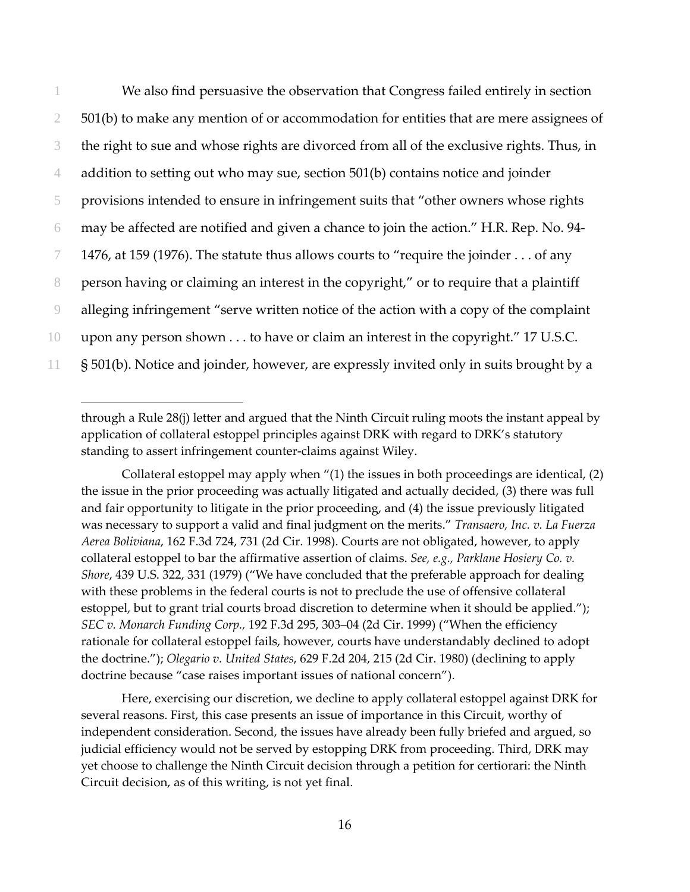We also find persuasive the observation that Congress failed entirely in section 501(b) to make any mention of or accommodation for entities that are mere assignees of the right to sue and whose rights are divorced from all of the exclusive rights. Thus, in addition to setting out who may sue, section 501(b) contains notice and joinder provisions intended to ensure in infringement suits that "other owners whose rights may be affected are notified and given a chance to join the action." H.R. Rep. No. 94-1476, at 159 (1976). The statute thus allows courts to "require the joinder . . . of any person having or claiming an interest in the copyright," or to require that a plaintiff alleging infringement "serve written notice of the action with a copy of the complaint upon any person shown . . . to have or claim an interest in the copyright." 17 U.S.C. § 501(b). Notice and joinder, however, are expressly invited only in suits brought by a

---

through a Rule 28(j) letter and argued that the Ninth Circuit ruling moots the instant appeal by application of collateral estoppel principles against DRK with regard to DRK's statutory standing to assert infringement counter-claims against Wiley.

Collateral estoppel may apply when "(1) the issues in both proceedings are identical, (2) the issue in the prior proceeding was actually litigated and actually decided, (3) there was full and fair opportunity to litigate in the prior proceeding, and (4) the issue previously litigated was necessary to support a valid and final judgment on the merits." *Transaero, Inc. v. La Fuerza Aerea Boliviana*, 162 F.3d 724, 731 (2d Cir. 1998). Courts are not obligated, however, to apply collateral estoppel to bar the affirmative assertion of claims. *See, e.g., Parklane Hosiery Co. v. Shore*, 439 U.S. 322, 331 (1979) ("We have concluded that the preferable approach for dealing with these problems in the federal courts is not to preclude the use of offensive collateral estoppel, but to grant trial courts broad discretion to determine when it should be applied."); *SEC v. Monarch Funding Corp.*, 192 F.3d 295, 303–04 (2d Cir. 1999) ("When the efficiency rationale for collateral estoppel fails, however, courts have understandably declined to adopt the doctrine."); *Olegario v. United States*, 629 F.2d 204, 215 (2d Cir. 1980) (declining to apply doctrine because "case raises important issues of national concern").

Here, exercising our discretion, we decline to apply collateral estoppel against DRK for several reasons. First, this case presents an issue of importance in this Circuit, worthy of independent consideration. Second, the issues have already been fully briefed and argued, so judicial efficiency would not be served by estopping DRK from proceeding. Third, DRK may yet choose to challenge the Ninth Circuit decision through a petition for certiorari: the Ninth Circuit decision, as of this writing, is not yet final.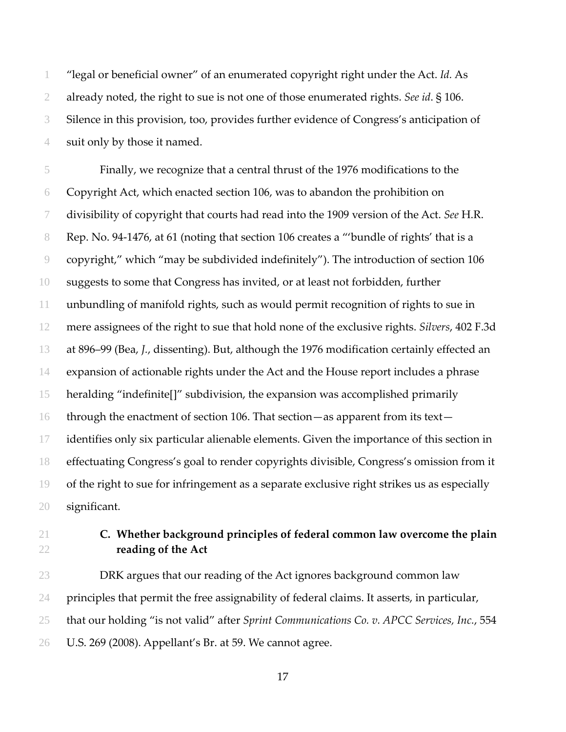"legal or beneficial owner" of an enumerated copyright right under the Act. *Id.* As already noted, the right to sue is not one of those enumerated rights. *See id*. § 106. Silence in this provision, too, provides further evidence of Congress's anticipation of suit only by those it named.

Finally, we recognize that a central thrust of the 1976 modifications to the Copyright Act, which enacted section 106, was to abandon the prohibition on divisibility of copyright that courts had read into the 1909 version of the Act. *See* H.R. Rep. No. 94-1476, at 61 (noting that section 106 creates a "'bundle of rights' that is a copyright," which "may be subdivided indefinitely"). The introduction of section 106 suggests to some that Congress has invited, or at least not forbidden, further unbundling of manifold rights, such as would permit recognition of rights to sue in mere assignees of the right to sue that hold none of the exclusive rights. *Silvers*, 402 F.3d at 896–99 (Bea, *J.*, dissenting). But, although the 1976 modification certainly effected an expansion of actionable rights under the Act and the House report includes a phrase heralding "indefinite[]" subdivision, the expansion was accomplished primarily through the enactment of section 106. That section—as apparent from its text—identifies only six particular alienable elements. Given the importance of this section in effectuating Congress's goal to render copyrights divisible, Congress's omission from it of the right to sue for infringement as a separate exclusive right strikes us as especially significant.

### C. Whether background principles of federal common law overcome the plain reading of the Act

DRK argues that our reading of the Act ignores background common law principles that permit the free assignability of federal claims. It asserts, in particular, that our holding "is not valid" after *Sprint Communications Co. v. APCC Services, Inc.*, 554 U.S. 269 (2008). Appellant's Br. at 59. We cannot agree.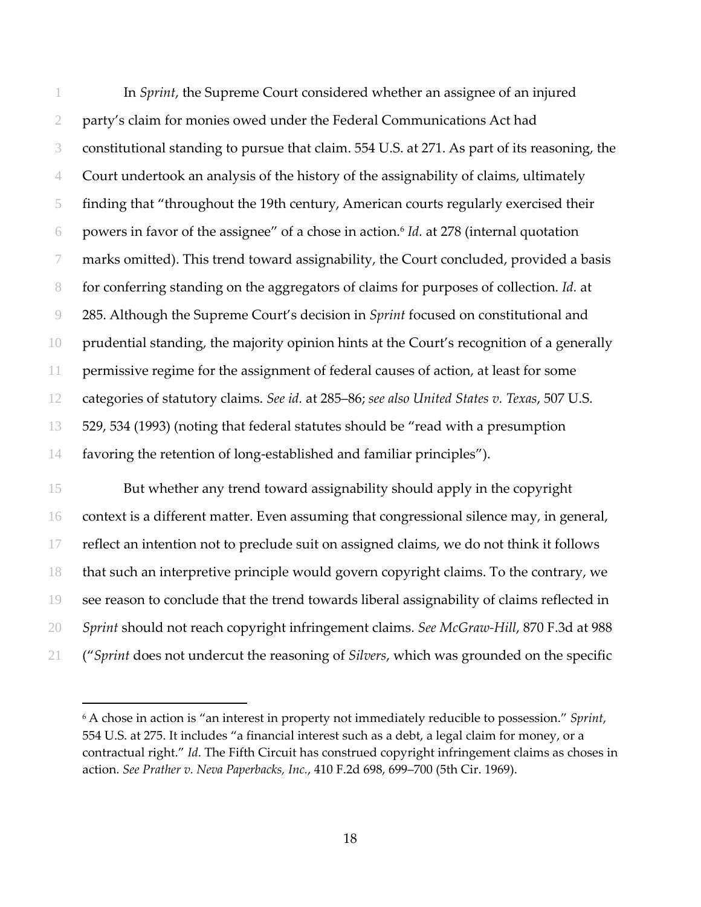In *Sprint*, the Supreme Court considered whether an assignee of an injured party's claim for monies owed under the Federal Communications Act had constitutional standing to pursue that claim. 554 U.S. at 271. As part of its reasoning, the Court undertook an analysis of the history of the assignability of claims, ultimately finding that "throughout the 19th century, American courts regularly exercised their powers in favor of the assignee" of a chose in action.[6] *Id.* at 278 (internal quotation marks omitted). This trend toward assignability, the Court concluded, provided a basis for conferring standing on the aggregators of claims for purposes of collection. *Id.* at 285. Although the Supreme Court's decision in *Sprint* focused on constitutional and prudential standing, the majority opinion hints at the Court's recognition of a generally permissive regime for the assignment of federal causes of action, at least for some categories of statutory claims. *See id.* at 285–86; *see also United States v. Texas*, 507 U.S. 529, 534 (1993) (noting that federal statutes should be "read with a presumption favoring the retention of long-established and familiar principles").

But whether any trend toward assignability should apply in the copyright context is a different matter. Even assuming that congressional silence may, in general, reflect an intention not to preclude suit on assigned claims, we do not think it follows that such an interpretive principle would govern copyright claims. To the contrary, we see reason to conclude that the trend towards liberal assignability of claims reflected in *Sprint* should not reach copyright infringement claims. *See McGraw-Hill*, 870 F.3d at 988 ("*Sprint* does not undercut the reasoning of *Silvers*, which was grounded on the specific

---

[6] A chose in action is "an interest in property not immediately reducible to possession." *Sprint*, 554 U.S. at 275. It includes "a financial interest such as a debt, a legal claim for money, or a contractual right." *Id*. The Fifth Circuit has construed copyright infringement claims as choses in action. *See Prather v. Neva Paperbacks, Inc.*, 410 F.2d 698, 699–700 (5th Cir. 1969).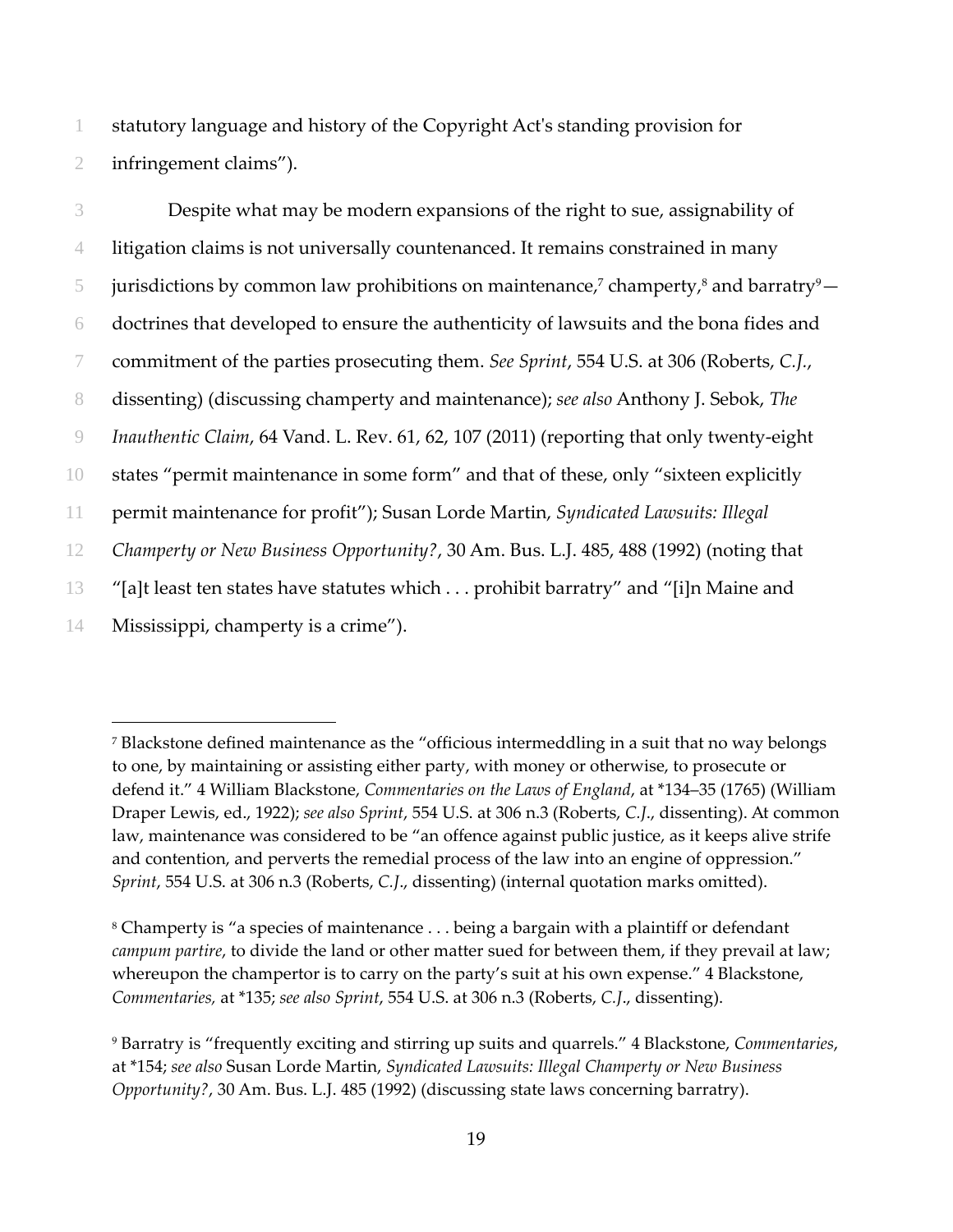statutory language and history of the Copyright Act's standing provision for infringement claims").

Despite what may be modern expansions of the right to sue, assignability of litigation claims is not universally countenanced. It remains constrained in many jurisdictions by common law prohibitions on maintenance,[7] champerty,[8] and barratry[9]—doctrines that developed to ensure the authenticity of lawsuits and the bona fides and commitment of the parties prosecuting them. *See Sprint*, 554 U.S. at 306 (Roberts, *C.J.*, dissenting) (discussing champerty and maintenance); *see also* Anthony J. Sebok, *The Inauthentic Claim*, 64 Vand. L. Rev. 61, 62, 107 (2011) (reporting that only twenty-eight states "permit maintenance in some form" and that of these, only "sixteen explicitly permit maintenance for profit"); Susan Lorde Martin, *Syndicated Lawsuits: Illegal Champerty or New Business Opportunity?*, 30 Am. Bus. L.J. 485, 488 (1992) (noting that "[a]t least ten states have statutes which . . . prohibit barratry" and "[i]n Maine and Mississippi, champerty is a crime").

---

[7] Blackstone defined maintenance as the "officious intermeddling in a suit that no way belongs to one, by maintaining or assisting either party, with money or otherwise, to prosecute or defend it." 4 William Blackstone, *Commentaries on the Laws of England*, at *134–35 (1765) (William Draper Lewis, ed., 1922); *see also Sprint*, 554 U.S. at 306 n.3 (Roberts, *C.J.*, dissenting). At common law, maintenance was considered to be "an offence against public justice, as it keeps alive strife and contention, and perverts the remedial process of the law into an engine of oppression." *Sprint*, 554 U.S. at 306 n.3 (Roberts, *C.J.*, dissenting) (internal quotation marks omitted).

[8] Champerty is "a species of maintenance . . . being a bargain with a plaintiff or defendant *campum partire*, to divide the land or other matter sued for between them, if they prevail at law; whereupon the champertor is to carry on the party's suit at his own expense." 4 Blackstone, *Commentaries,* at *135; *see also Sprint*, 554 U.S. at 306 n.3 (Roberts, *C.J.*, dissenting).

[9] Barratry is "frequently exciting and stirring up suits and quarrels." 4 Blackstone, *Commentaries,* at *154; *see also* Susan Lorde Martin, *Syndicated Lawsuits: Illegal Champerty or New Business Opportunity?*, 30 Am. Bus. L.J. 485 (1992) (discussing state laws concerning barratry).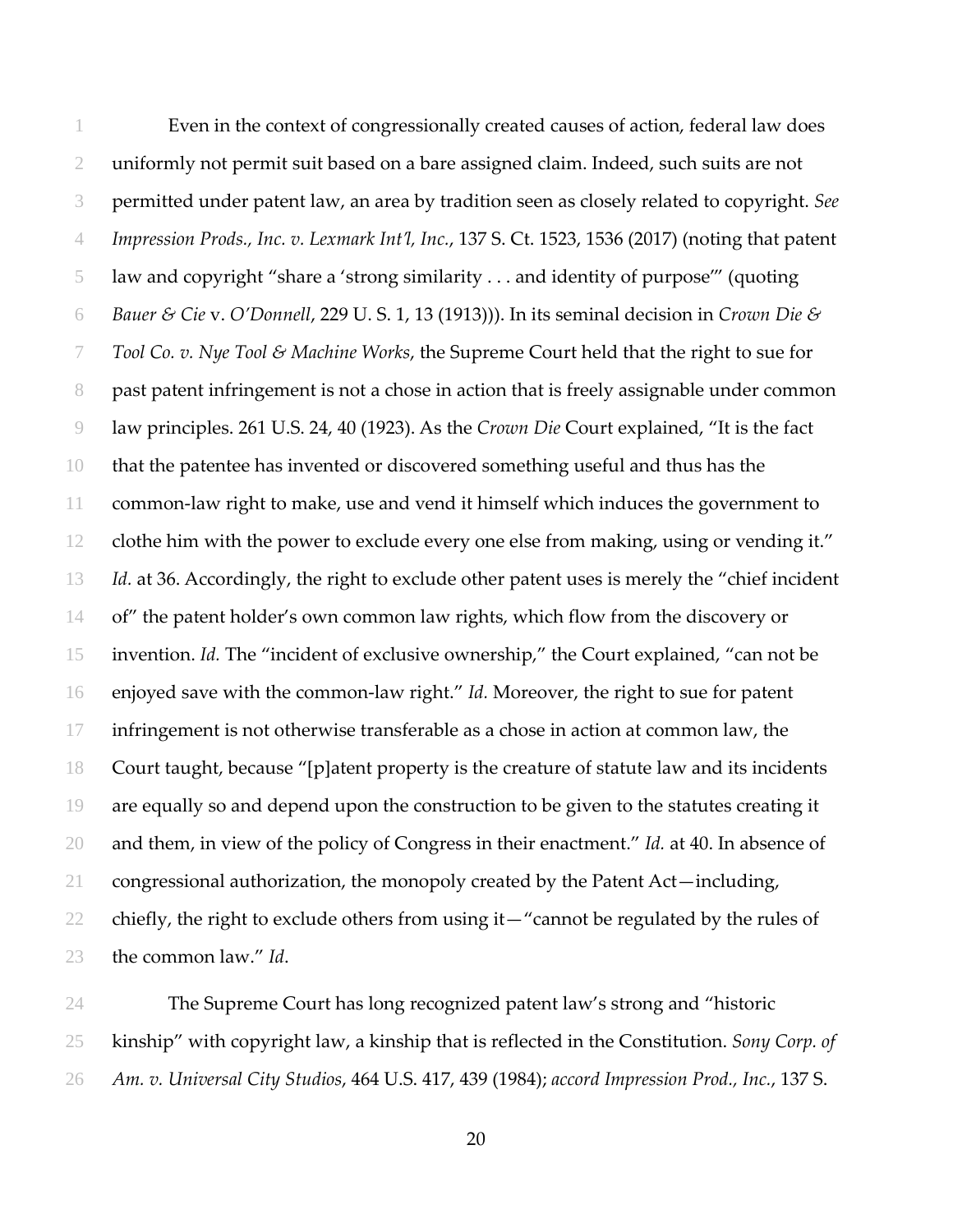Even in the context of congressionally created causes of action, federal law does uniformly not permit suit based on a bare assigned claim. Indeed, such suits are not permitted under patent law, an area by tradition seen as closely related to copyright. *See Impression Prods., Inc. v. Lexmark Int'l, Inc.*, 137 S. Ct. 1523, 1536 (2017) (noting that patent law and copyright "share a 'strong similarity . . . and identity of purpose'" (quoting *Bauer & Cie* v. *O'Donnell*, 229 U. S. 1, 13 (1913))). In its seminal decision in *Crown Die & Tool Co. v. Nye Tool & Machine Works*, the Supreme Court held that the right to sue for past patent infringement is not a chose in action that is freely assignable under common law principles. 261 U.S. 24, 40 (1923). As the *Crown Die* Court explained, "It is the fact that the patentee has invented or discovered something useful and thus has the common-law right to make, use and vend it himself which induces the government to clothe him with the power to exclude every one else from making, using or vending it." *Id.* at 36. Accordingly, the right to exclude other patent uses is merely the "chief incident of" the patent holder's own common law rights, which flow from the discovery or invention. *Id.* The "incident of exclusive ownership," the Court explained, "can not be enjoyed save with the common-law right." *Id.* Moreover, the right to sue for patent infringement is not otherwise transferable as a chose in action at common law, the Court taught, because "[p]atent property is the creature of statute law and its incidents are equally so and depend upon the construction to be given to the statutes creating it and them, in view of the policy of Congress in their enactment." *Id.* at 40. In absence of congressional authorization, the monopoly created by the Patent Act—including, chiefly, the right to exclude others from using it—"cannot be regulated by the rules of the common law." *Id*.

The Supreme Court has long recognized patent law's strong and "historic kinship" with copyright law, a kinship that is reflected in the Constitution. *Sony Corp. of Am. v. Universal City Studios*, 464 U.S. 417, 439 (1984); *accord Impression Prod., Inc.*, 137 S.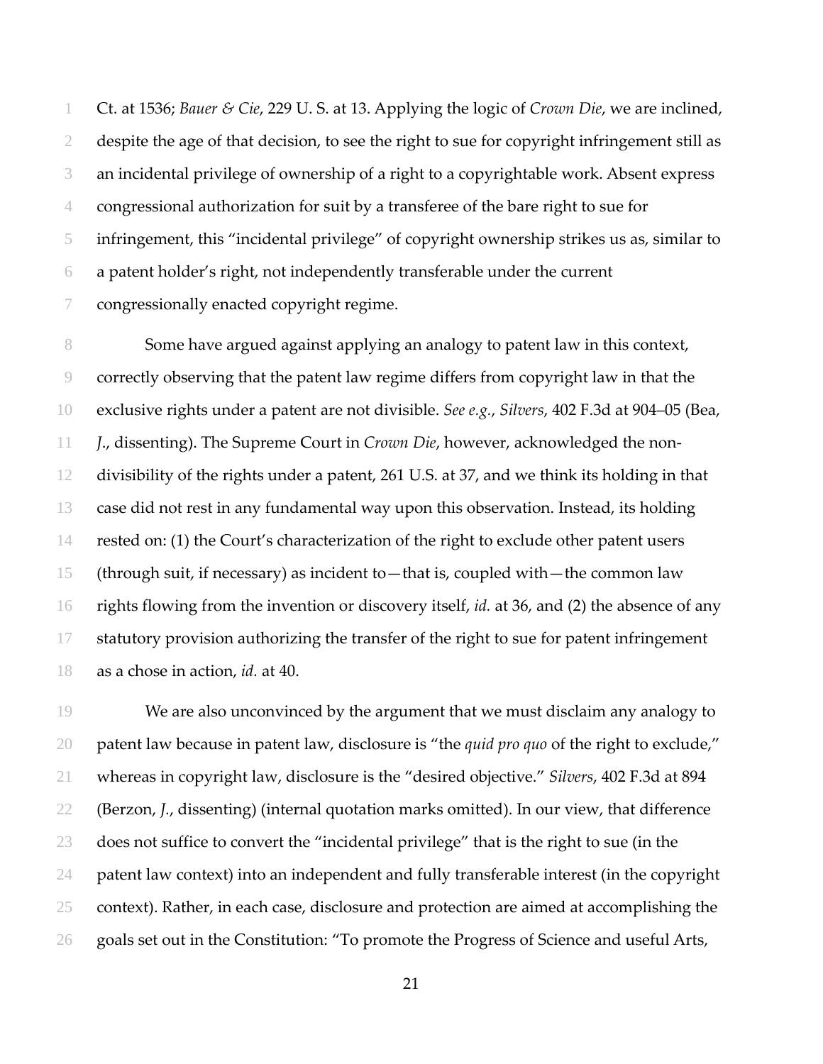Ct. at 1536; *Bauer & Cie*, 229 U. S. at 13. Applying the logic of *Crown Die*, we are inclined, despite the age of that decision, to see the right to sue for copyright infringement still as an incidental privilege of ownership of a right to a copyrightable work. Absent express congressional authorization for suit by a transferee of the bare right to sue for infringement, this "incidental privilege" of copyright ownership strikes us as, similar to a patent holder's right, not independently transferable under the current congressionally enacted copyright regime.

Some have argued against applying an analogy to patent law in this context, correctly observing that the patent law regime differs from copyright law in that the exclusive rights under a patent are not divisible. *See e.g.*, *Silvers*, 402 F.3d at 904–05 (Bea, *J.*, dissenting). The Supreme Court in *Crown Die*, however, acknowledged the non-divisibility of the rights under a patent, 261 U.S. at 37, and we think its holding in that case did not rest in any fundamental way upon this observation. Instead, its holding rested on: (1) the Court's characterization of the right to exclude other patent users (through suit, if necessary) as incident to—that is, coupled with—the common law rights flowing from the invention or discovery itself, *id.* at 36, and (2) the absence of any statutory provision authorizing the transfer of the right to sue for patent infringement as a chose in action, *id.* at 40.

We are also unconvinced by the argument that we must disclaim any analogy to patent law because in patent law, disclosure is "the *quid pro quo* of the right to exclude," whereas in copyright law, disclosure is the "desired objective." *Silvers*, 402 F.3d at 894 (Berzon, *J.*, dissenting) (internal quotation marks omitted). In our view, that difference does not suffice to convert the "incidental privilege" that is the right to sue (in the patent law context) into an independent and fully transferable interest (in the copyright context). Rather, in each case, disclosure and protection are aimed at accomplishing the goals set out in the Constitution: "To promote the Progress of Science and useful Arts,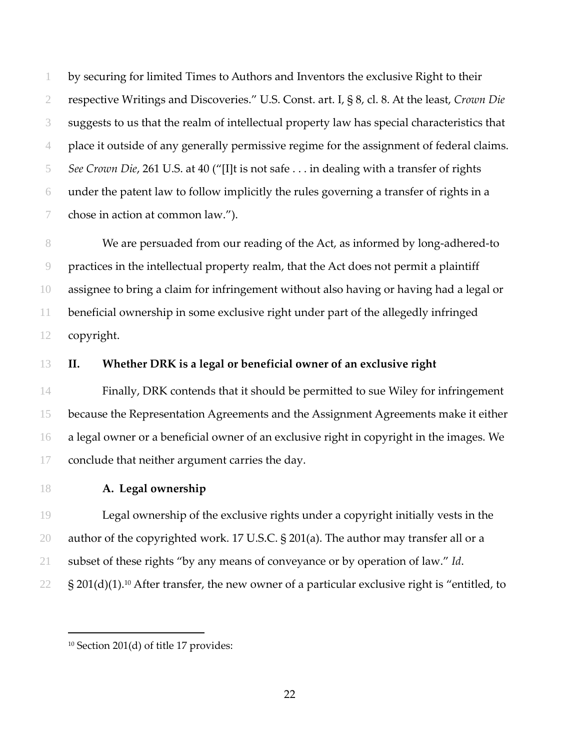by securing for limited Times to Authors and Inventors the exclusive Right to their respective Writings and Discoveries." U.S. Const. art. I, § 8, cl. 8. At the least, *Crown Die* suggests to us that the realm of intellectual property law has special characteristics that place it outside of any generally permissive regime for the assignment of federal claims. *See Crown Die*, 261 U.S. at 40 ("[I]t is not safe . . . in dealing with a transfer of rights under the patent law to follow implicitly the rules governing a transfer of rights in a chose in action at common law.").

We are persuaded from our reading of the Act, as informed by long-adhered-to practices in the intellectual property realm, that the Act does not permit a plaintiff assignee to bring a claim for infringement without also having or having had a legal or beneficial ownership in some exclusive right under part of the allegedly infringed copyright.

## II. Whether DRK is a legal or beneficial owner of an exclusive right

Finally, DRK contends that it should be permitted to sue Wiley for infringement because the Representation Agreements and the Assignment Agreements make it either a legal owner or a beneficial owner of an exclusive right in copyright in the images. We conclude that neither argument carries the day.

### A. Legal ownership

Legal ownership of the exclusive rights under a copyright initially vests in the author of the copyrighted work. 17 U.S.C. § 201(a). The author may transfer all or a subset of these rights "by any means of conveyance or by operation of law." *Id*. § 201(d)(1).[10] After transfer, the new owner of a particular exclusive right is "entitled, to

---

[10] Section 201(d) of title 17 provides: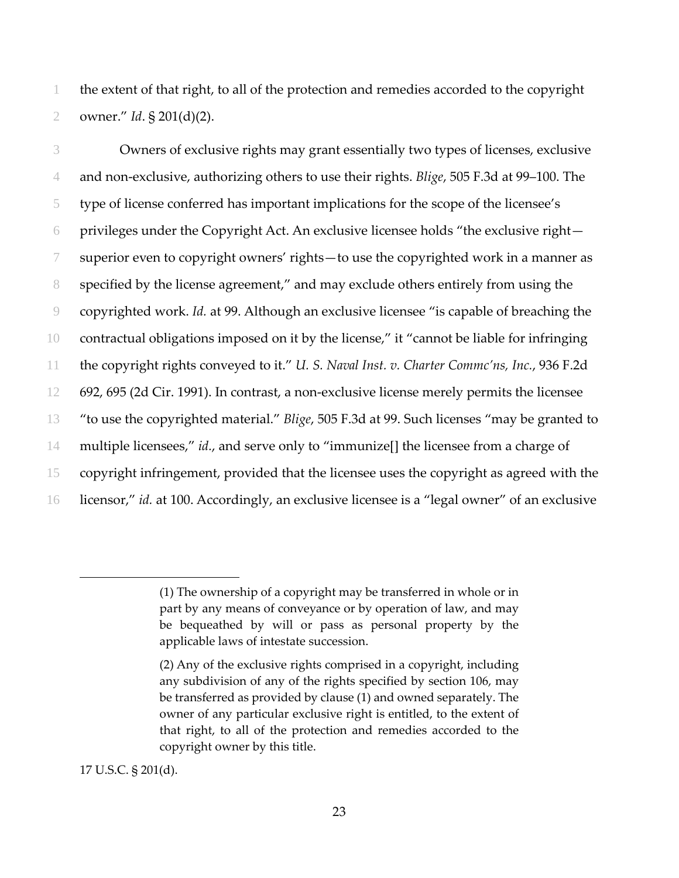the extent of that right, to all of the protection and remedies accorded to the copyright owner." *Id*. § 201(d)(2).

Owners of exclusive rights may grant essentially two types of licenses, exclusive and non-exclusive, authorizing others to use their rights. *Blige*, 505 F.3d at 99–100. The type of license conferred has important implications for the scope of the licensee's privileges under the Copyright Act. An exclusive licensee holds "the exclusive right—superior even to copyright owners' rights—to use the copyrighted work in a manner as specified by the license agreement," and may exclude others entirely from using the copyrighted work. *Id.* at 99. Although an exclusive licensee "is capable of breaching the contractual obligations imposed on it by the license," it "cannot be liable for infringing the copyright rights conveyed to it." *U. S. Naval Inst. v. Charter Commc'ns, Inc.*, 936 F.2d 692, 695 (2d Cir. 1991). In contrast, a non-exclusive license merely permits the licensee "to use the copyrighted material." *Blige*, 505 F.3d at 99. Such licenses "may be granted to multiple licensees," *id.*, and serve only to "immunize[] the licensee from a charge of copyright infringement, provided that the licensee uses the copyright as agreed with the licensor," *id.* at 100. Accordingly, an exclusive licensee is a "legal owner" of an exclusive

---

> (1) The ownership of a copyright may be transferred in whole or in part by any means of conveyance or by operation of law, and may be bequeathed by will or pass as personal property by the applicable laws of intestate succession.
>
> (2) Any of the exclusive rights comprised in a copyright, including any subdivision of any of the rights specified by section 106, may be transferred as provided by clause (1) and owned separately. The owner of any particular exclusive right is entitled, to the extent of that right, to all of the protection and remedies accorded to the copyright owner by this title.

17 U.S.C. § 201(d).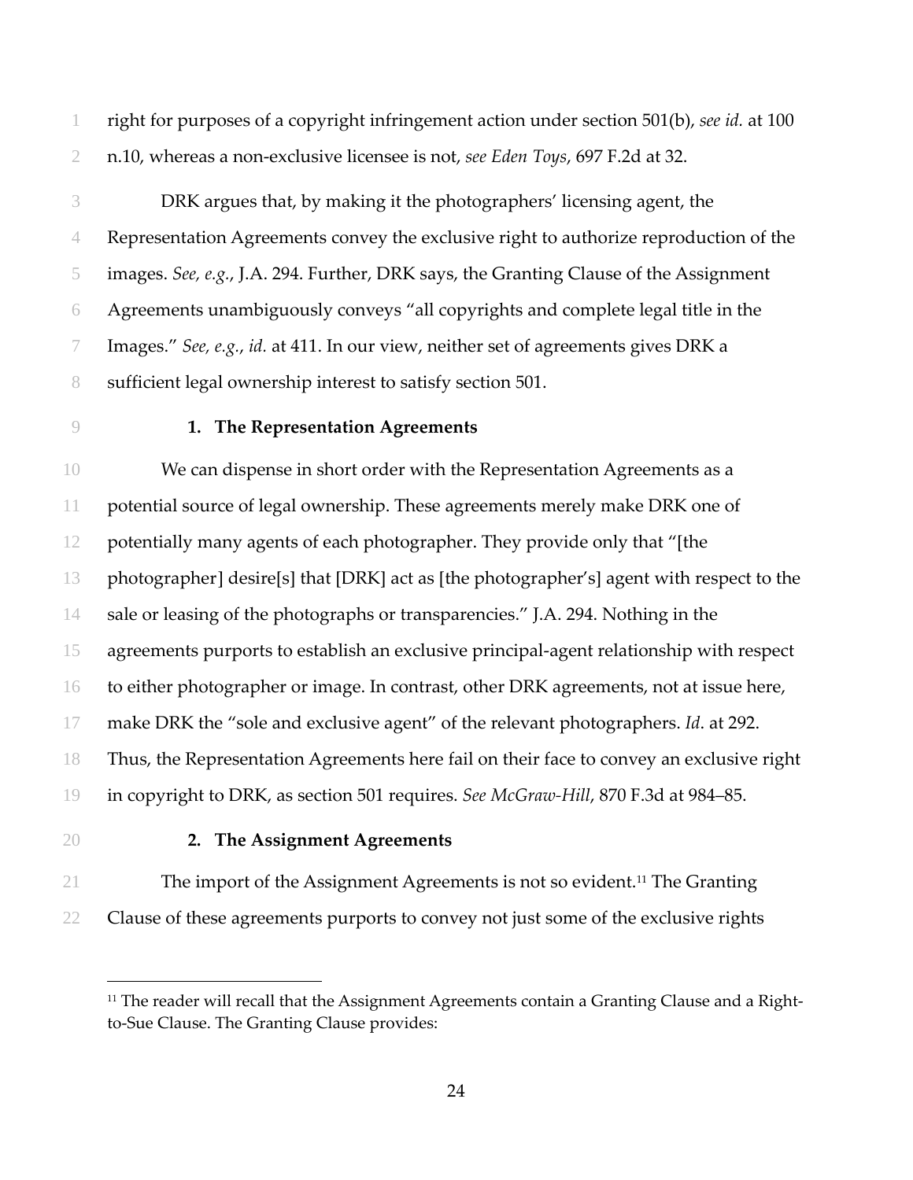right for purposes of a copyright infringement action under section 501(b), *see id.* at 100 n.10, whereas a non-exclusive licensee is not, *see Eden Toys*, 697 F.2d at 32.

DRK argues that, by making it the photographers' licensing agent, the Representation Agreements convey the exclusive right to authorize reproduction of the images. *See, e.g.*, J.A. 294. Further, DRK says, the Granting Clause of the Assignment Agreements unambiguously conveys "all copyrights and complete legal title in the Images." *See, e.g.*, *id.* at 411. In our view, neither set of agreements gives DRK a sufficient legal ownership interest to satisfy section 501.

### 1. The Representation Agreements

We can dispense in short order with the Representation Agreements as a potential source of legal ownership. These agreements merely make DRK one of potentially many agents of each photographer. They provide only that "[the photographer] desire[s] that [DRK] act as [the photographer's] agent with respect to the sale or leasing of the photographs or transparencies." J.A. 294. Nothing in the agreements purports to establish an exclusive principal-agent relationship with respect to either photographer or image. In contrast, other DRK agreements, not at issue here, make DRK the "sole and exclusive agent" of the relevant photographers. *Id*. at 292. Thus, the Representation Agreements here fail on their face to convey an exclusive right in copyright to DRK, as section 501 requires. *See McGraw-Hill*, 870 F.3d at 984–85.

### 2. The Assignment Agreements

The import of the Assignment Agreements is not so evident.[11] The Granting Clause of these agreements purports to convey not just some of the exclusive rights

[11] The reader will recall that the Assignment Agreements contain a Granting Clause and a Right-to-Sue Clause. The Granting Clause provides: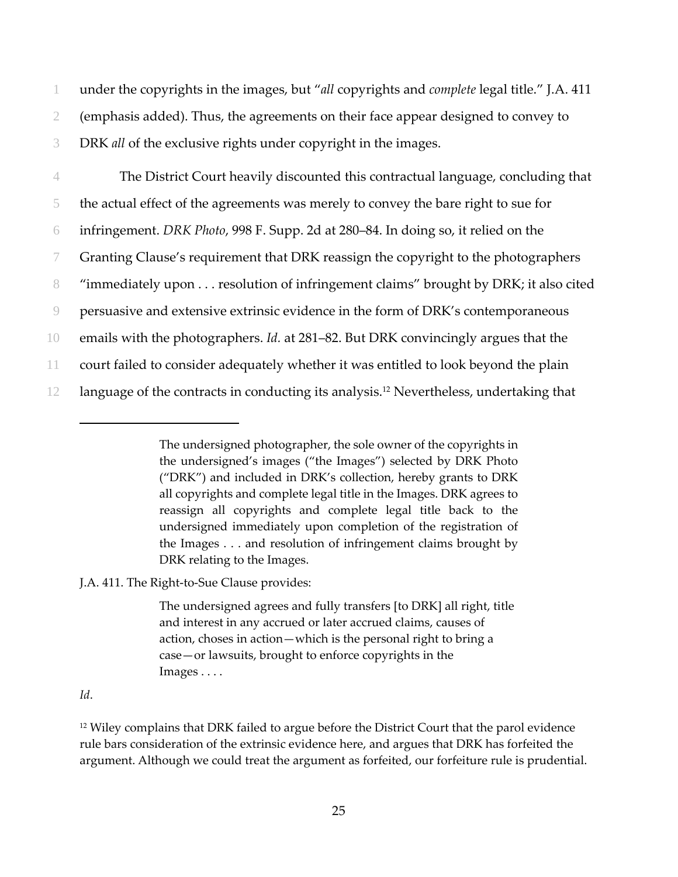under the copyrights in the images, but "*all* copyrights and *complete* legal title." J.A. 411 (emphasis added). Thus, the agreements on their face appear designed to convey to DRK *all* of the exclusive rights under copyright in the images.

The District Court heavily discounted this contractual language, concluding that the actual effect of the agreements was merely to convey the bare right to sue for infringement. *DRK Photo*, 998 F. Supp. 2d at 280–84. In doing so, it relied on the Granting Clause's requirement that DRK reassign the copyright to the photographers "immediately upon . . . resolution of infringement claims" brought by DRK; it also cited persuasive and extensive extrinsic evidence in the form of DRK's contemporaneous emails with the photographers. *Id.* at 281–82. But DRK convincingly argues that the court failed to consider adequately whether it was entitled to look beyond the plain language of the contracts in conducting its analysis.[12] Nevertheless, undertaking that

---

> The undersigned photographer, the sole owner of the copyrights in the undersigned's images ("the Images") selected by DRK Photo ("DRK") and included in DRK's collection, hereby grants to DRK all copyrights and complete legal title in the Images. DRK agrees to reassign all copyrights and complete legal title back to the undersigned immediately upon completion of the registration of the Images . . . and resolution of infringement claims brought by DRK relating to the Images.

J.A. 411. The Right-to-Sue Clause provides:

> The undersigned agrees and fully transfers [to DRK] all right, title and interest in any accrued or later accrued claims, causes of action, choses in action—which is the personal right to bring a case—or lawsuits, brought to enforce copyrights in the Images . . . .

*Id*.

[12] Wiley complains that DRK failed to argue before the District Court that the parol evidence rule bars consideration of the extrinsic evidence here, and argues that DRK has forfeited the argument. Although we could treat the argument as forfeited, our forfeiture rule is prudential.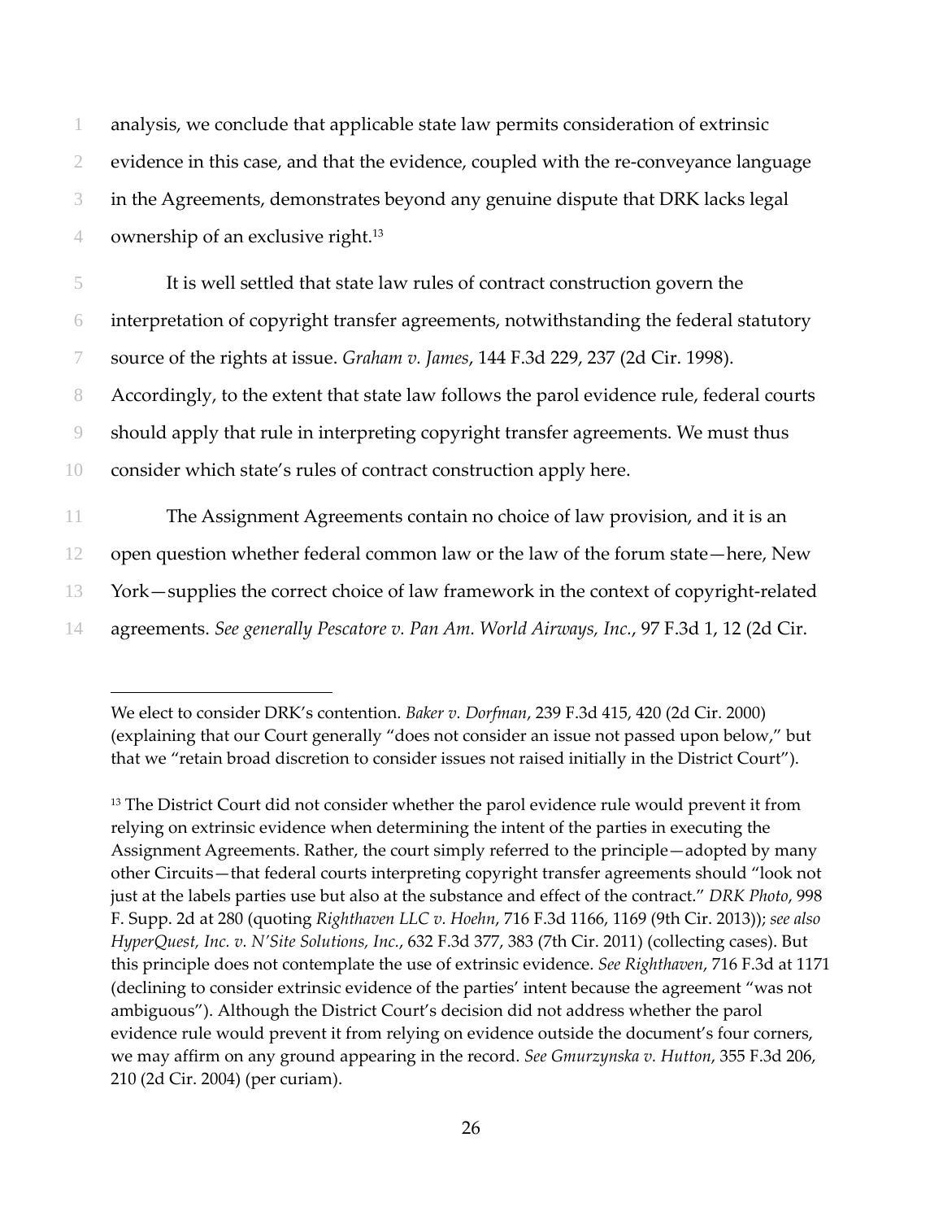analysis, we conclude that applicable state law permits consideration of extrinsic evidence in this case, and that the evidence, coupled with the re-conveyance language in the Agreements, demonstrates beyond any genuine dispute that DRK lacks legal ownership of an exclusive right.[13]

It is well settled that state law rules of contract construction govern the interpretation of copyright transfer agreements, notwithstanding the federal statutory source of the rights at issue. *Graham v. James*, 144 F.3d 229, 237 (2d Cir. 1998). Accordingly, to the extent that state law follows the parol evidence rule, federal courts should apply that rule in interpreting copyright transfer agreements. We must thus consider which state's rules of contract construction apply here.

The Assignment Agreements contain no choice of law provision, and it is an open question whether federal common law or the law of the forum state—here, New York—supplies the correct choice of law framework in the context of copyright-related agreements. *See generally Pescatore v. Pan Am. World Airways, Inc.*, 97 F.3d 1, 12 (2d Cir.

---

We elect to consider DRK's contention. *Baker v. Dorfman*, 239 F.3d 415, 420 (2d Cir. 2000) (explaining that our Court generally "does not consider an issue not passed upon below," but that we "retain broad discretion to consider issues not raised initially in the District Court").

[13] The District Court did not consider whether the parol evidence rule would prevent it from relying on extrinsic evidence when determining the intent of the parties in executing the Assignment Agreements. Rather, the court simply referred to the principle—adopted by many other Circuits—that federal courts interpreting copyright transfer agreements should "look not just at the labels parties use but also at the substance and effect of the contract." *DRK Photo*, 998 F. Supp. 2d at 280 (quoting *Righthaven LLC v. Hoehn*, 716 F.3d 1166, 1169 (9th Cir. 2013)); *see also HyperQuest, Inc. v. N'Site Solutions, Inc.*, 632 F.3d 377, 383 (7th Cir. 2011) (collecting cases). But this principle does not contemplate the use of extrinsic evidence. *See Righthaven*, 716 F.3d at 1171 (declining to consider extrinsic evidence of the parties' intent because the agreement "was not ambiguous"). Although the District Court's decision did not address whether the parol evidence rule would prevent it from relying on evidence outside the document's four corners, we may affirm on any ground appearing in the record. *See Gmurzynska v. Hutton*, 355 F.3d 206, 210 (2d Cir. 2004) (per curiam).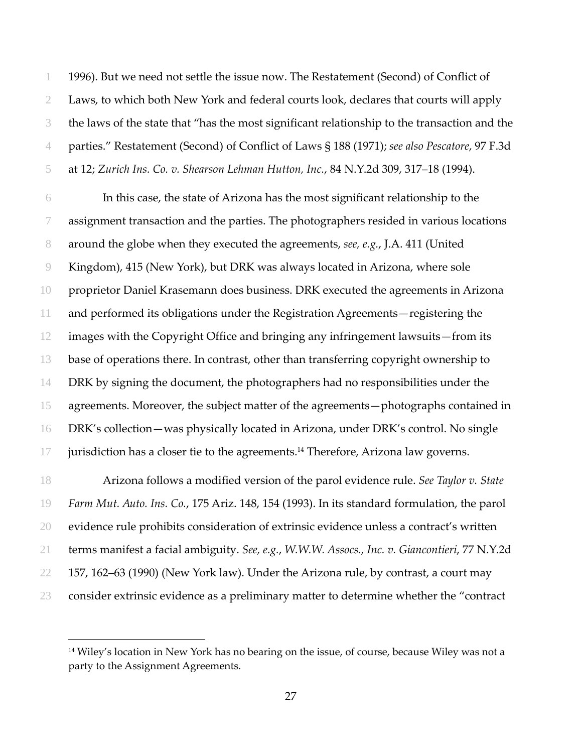1996). But we need not settle the issue now. The Restatement (Second) of Conflict of Laws, to which both New York and federal courts look, declares that courts will apply the laws of the state that "has the most significant relationship to the transaction and the parties." Restatement (Second) of Conflict of Laws § 188 (1971); *see also Pescatore*, 97 F.3d at 12; *Zurich Ins. Co. v. Shearson Lehman Hutton, Inc.*, 84 N.Y.2d 309, 317–18 (1994).

In this case, the state of Arizona has the most significant relationship to the assignment transaction and the parties. The photographers resided in various locations around the globe when they executed the agreements, *see, e.g.*, J.A. 411 (United Kingdom), 415 (New York), but DRK was always located in Arizona, where sole proprietor Daniel Krasemann does business. DRK executed the agreements in Arizona and performed its obligations under the Registration Agreements—registering the images with the Copyright Office and bringing any infringement lawsuits—from its base of operations there. In contrast, other than transferring copyright ownership to DRK by signing the document, the photographers had no responsibilities under the agreements. Moreover, the subject matter of the agreements—photographs contained in DRK's collection—was physically located in Arizona, under DRK's control. No single jurisdiction has a closer tie to the agreements.[14] Therefore, Arizona law governs.

Arizona follows a modified version of the parol evidence rule. *See Taylor v. State Farm Mut. Auto. Ins. Co.*, 175 Ariz. 148, 154 (1993). In its standard formulation, the parol evidence rule prohibits consideration of extrinsic evidence unless a contract's written terms manifest a facial ambiguity. *See, e.g.*, *W.W.W. Assocs., Inc. v. Giancontieri*, 77 N.Y.2d 157, 162–63 (1990) (New York law). Under the Arizona rule, by contrast, a court may consider extrinsic evidence as a preliminary matter to determine whether the "contract

[14] Wiley's location in New York has no bearing on the issue, of course, because Wiley was not a party to the Assignment Agreements.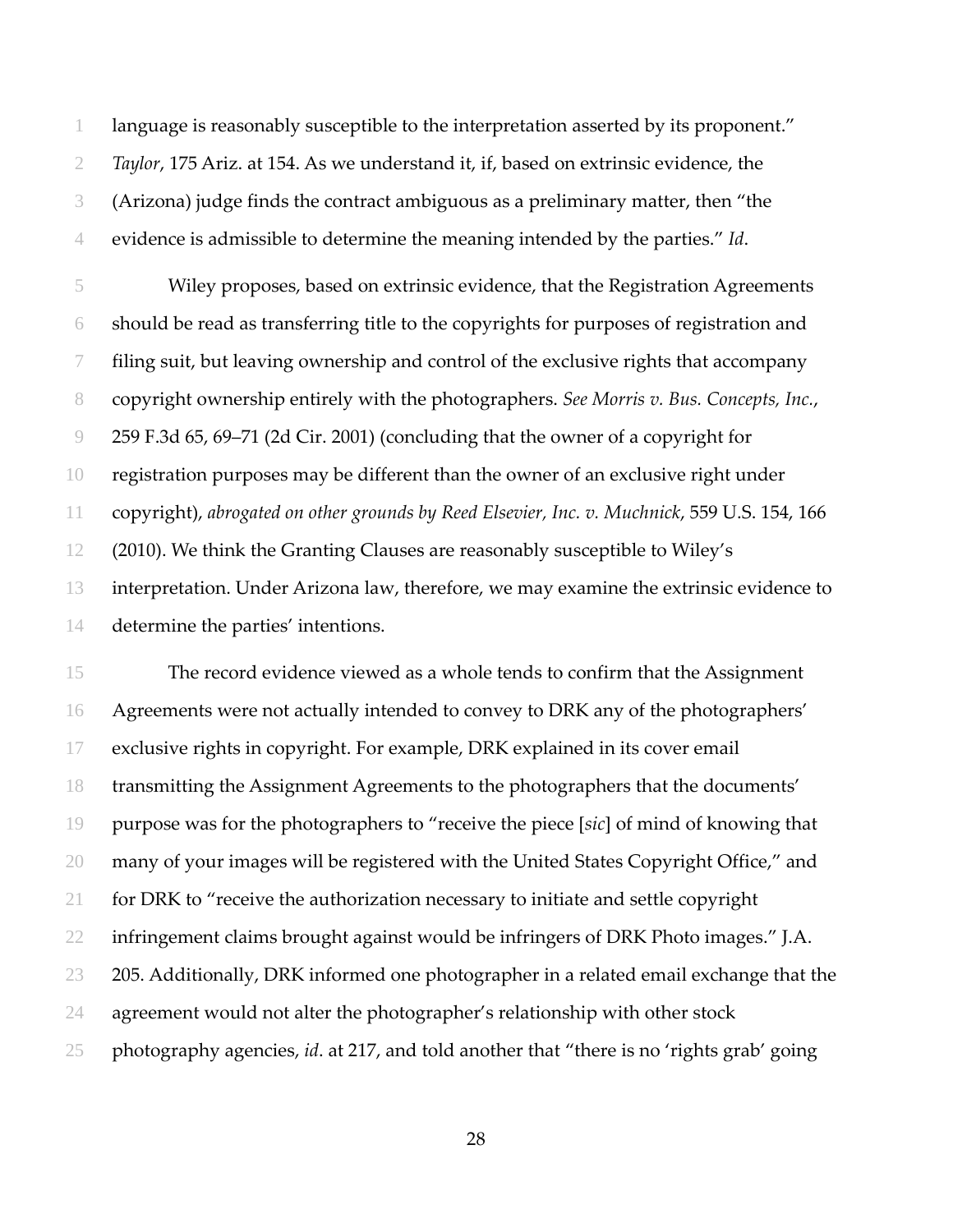language is reasonably susceptible to the interpretation asserted by its proponent." *Taylor*, 175 Ariz. at 154. As we understand it, if, based on extrinsic evidence, the (Arizona) judge finds the contract ambiguous as a preliminary matter, then "the evidence is admissible to determine the meaning intended by the parties." *Id*.

Wiley proposes, based on extrinsic evidence, that the Registration Agreements should be read as transferring title to the copyrights for purposes of registration and filing suit, but leaving ownership and control of the exclusive rights that accompany copyright ownership entirely with the photographers. *See Morris v. Bus. Concepts, Inc.*, 259 F.3d 65, 69–71 (2d Cir. 2001) (concluding that the owner of a copyright for registration purposes may be different than the owner of an exclusive right under copyright), *abrogated on other grounds by Reed Elsevier, Inc. v. Muchnick*, 559 U.S. 154, 166 (2010). We think the Granting Clauses are reasonably susceptible to Wiley's interpretation. Under Arizona law, therefore, we may examine the extrinsic evidence to determine the parties' intentions.

The record evidence viewed as a whole tends to confirm that the Assignment Agreements were not actually intended to convey to DRK any of the photographers' exclusive rights in copyright. For example, DRK explained in its cover email transmitting the Assignment Agreements to the photographers that the documents' purpose was for the photographers to "receive the piece [*sic*] of mind of knowing that many of your images will be registered with the United States Copyright Office," and for DRK to "receive the authorization necessary to initiate and settle copyright infringement claims brought against would be infringers of DRK Photo images." J.A. 205. Additionally, DRK informed one photographer in a related email exchange that the agreement would not alter the photographer's relationship with other stock photography agencies, *id*. at 217, and told another that "there is no 'rights grab' going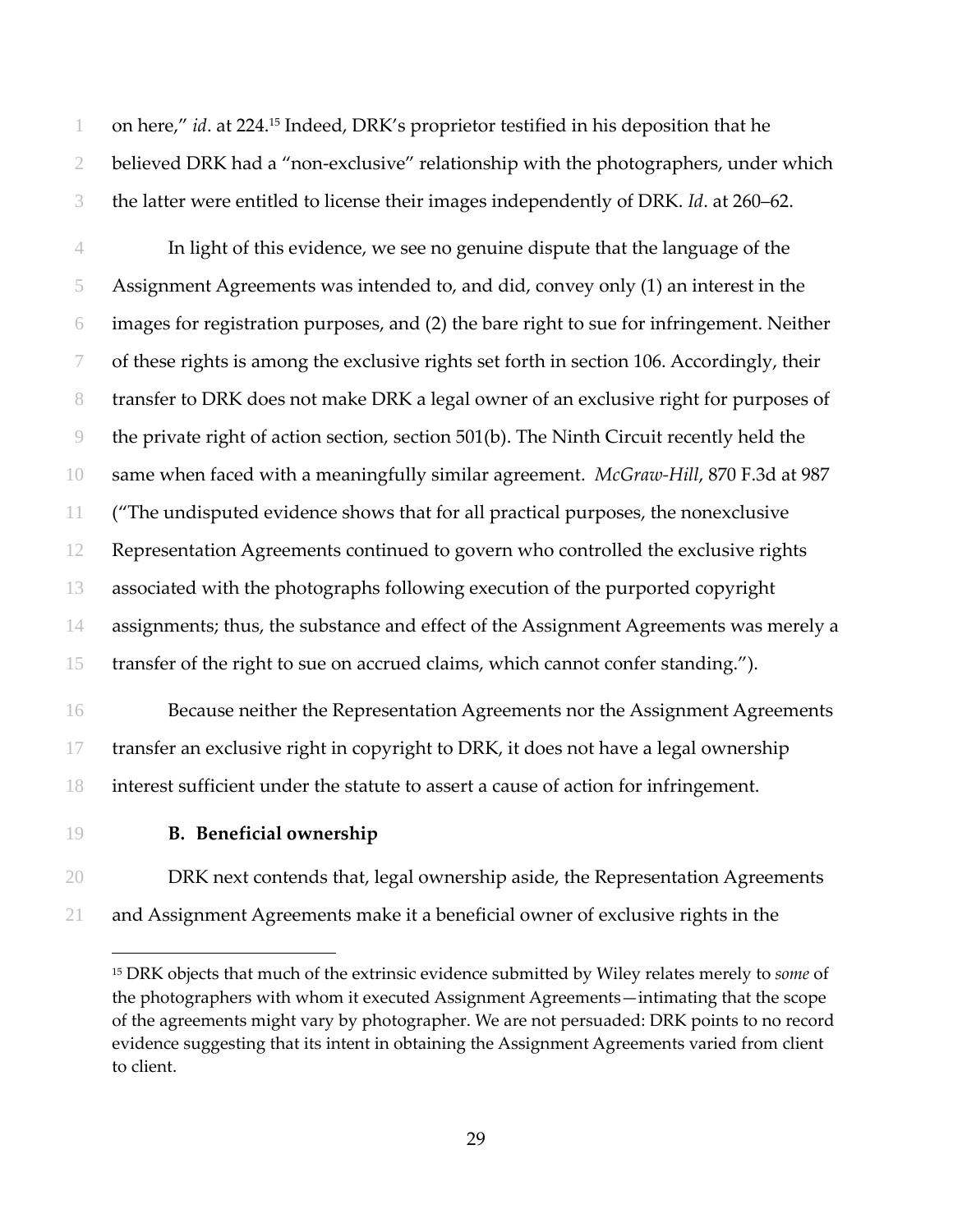on here," *id*. at 224.[15] Indeed, DRK's proprietor testified in his deposition that he believed DRK had a "non-exclusive" relationship with the photographers, under which the latter were entitled to license their images independently of DRK. *Id*. at 260–62.

In light of this evidence, we see no genuine dispute that the language of the Assignment Agreements was intended to, and did, convey only (1) an interest in the images for registration purposes, and (2) the bare right to sue for infringement. Neither of these rights is among the exclusive rights set forth in section 106. Accordingly, their transfer to DRK does not make DRK a legal owner of an exclusive right for purposes of the private right of action section, section 501(b). The Ninth Circuit recently held the same when faced with a meaningfully similar agreement. *McGraw-Hill*, 870 F.3d at 987 ("The undisputed evidence shows that for all practical purposes, the nonexclusive Representation Agreements continued to govern who controlled the exclusive rights associated with the photographs following execution of the purported copyright assignments; thus, the substance and effect of the Assignment Agreements was merely a transfer of the right to sue on accrued claims, which cannot confer standing.").

Because neither the Representation Agreements nor the Assignment Agreements transfer an exclusive right in copyright to DRK, it does not have a legal ownership interest sufficient under the statute to assert a cause of action for infringement.

### B. Beneficial ownership

DRK next contends that, legal ownership aside, the Representation Agreements and Assignment Agreements make it a beneficial owner of exclusive rights in the

---

[15] DRK objects that much of the extrinsic evidence submitted by Wiley relates merely to *some* of the photographers with whom it executed Assignment Agreements—intimating that the scope of the agreements might vary by photographer. We are not persuaded: DRK points to no record evidence suggesting that its intent in obtaining the Assignment Agreements varied from client to client.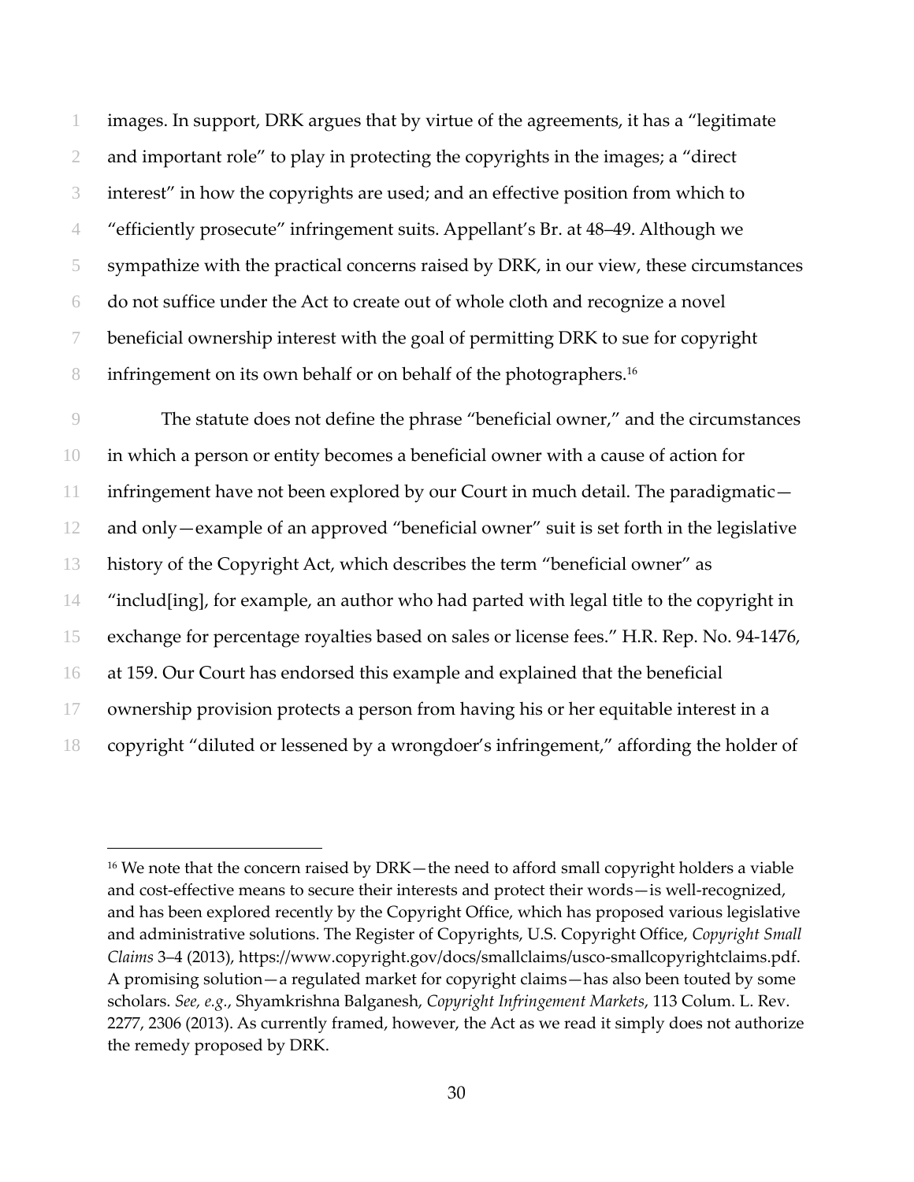images. In support, DRK argues that by virtue of the agreements, it has a "legitimate and important role" to play in protecting the copyrights in the images; a "direct interest" in how the copyrights are used; and an effective position from which to "efficiently prosecute" infringement suits. Appellant's Br. at 48–49. Although we sympathize with the practical concerns raised by DRK, in our view, these circumstances do not suffice under the Act to create out of whole cloth and recognize a novel beneficial ownership interest with the goal of permitting DRK to sue for copyright infringement on its own behalf or on behalf of the photographers.[16]

The statute does not define the phrase "beneficial owner," and the circumstances in which a person or entity becomes a beneficial owner with a cause of action for infringement have not been explored by our Court in much detail. The paradigmatic—and only—example of an approved "beneficial owner" suit is set forth in the legislative history of the Copyright Act, which describes the term "beneficial owner" as "includ[ing], for example, an author who had parted with legal title to the copyright in exchange for percentage royalties based on sales or license fees." H.R. Rep. No. 94-1476, at 159. Our Court has endorsed this example and explained that the beneficial ownership provision protects a person from having his or her equitable interest in a copyright "diluted or lessened by a wrongdoer's infringement," affording the holder of

---

[16] We note that the concern raised by DRK—the need to afford small copyright holders a viable and cost-effective means to secure their interests and protect their words—is well-recognized, and has been explored recently by the Copyright Office, which has proposed various legislative and administrative solutions. The Register of Copyrights, U.S. Copyright Office, *Copyright Small Claims* 3–4 (2013), https://www.copyright.gov/docs/smallclaims/usco-smallcopyrightclaims.pdf. A promising solution—a regulated market for copyright claims—has also been touted by some scholars. *See, e.g.*, Shyamkrishna Balganesh, *Copyright Infringement Markets*, 113 Colum. L. Rev. 2277, 2306 (2013). As currently framed, however, the Act as we read it simply does not authorize the remedy proposed by DRK.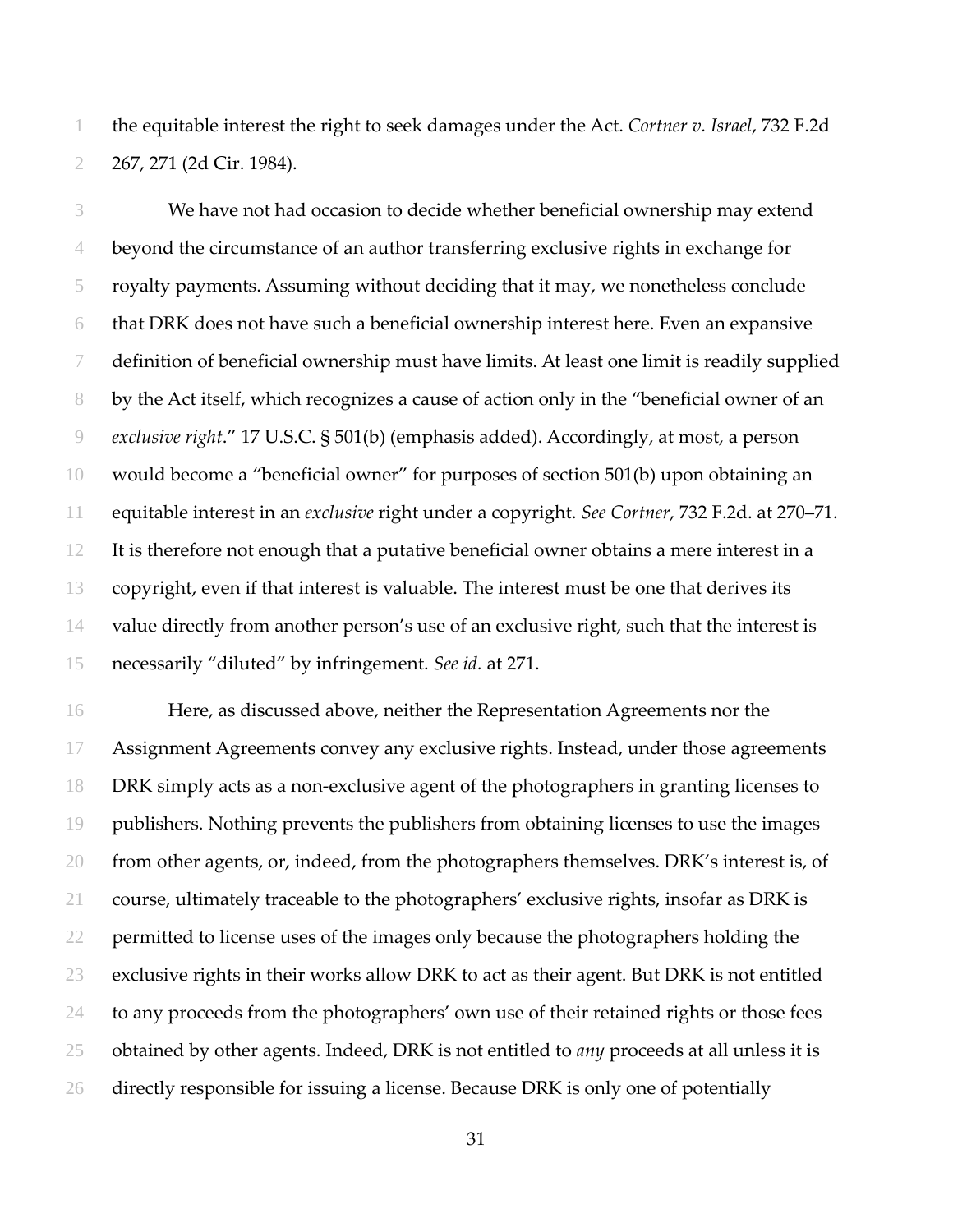the equitable interest the right to seek damages under the Act. *Cortner v. Israel*, 732 F.2d 267, 271 (2d Cir. 1984).

We have not had occasion to decide whether beneficial ownership may extend beyond the circumstance of an author transferring exclusive rights in exchange for royalty payments. Assuming without deciding that it may, we nonetheless conclude that DRK does not have such a beneficial ownership interest here. Even an expansive definition of beneficial ownership must have limits. At least one limit is readily supplied by the Act itself, which recognizes a cause of action only in the "beneficial owner of an *exclusive right*." 17 U.S.C. § 501(b) (emphasis added). Accordingly, at most, a person would become a "beneficial owner" for purposes of section 501(b) upon obtaining an equitable interest in an *exclusive* right under a copyright. *See Cortner*, 732 F.2d. at 270–71. It is therefore not enough that a putative beneficial owner obtains a mere interest in a copyright, even if that interest is valuable. The interest must be one that derives its value directly from another person's use of an exclusive right, such that the interest is necessarily "diluted" by infringement. *See id.* at 271.

Here, as discussed above, neither the Representation Agreements nor the Assignment Agreements convey any exclusive rights. Instead, under those agreements DRK simply acts as a non-exclusive agent of the photographers in granting licenses to publishers. Nothing prevents the publishers from obtaining licenses to use the images from other agents, or, indeed, from the photographers themselves. DRK's interest is, of course, ultimately traceable to the photographers' exclusive rights, insofar as DRK is permitted to license uses of the images only because the photographers holding the exclusive rights in their works allow DRK to act as their agent. But DRK is not entitled to any proceeds from the photographers' own use of their retained rights or those fees obtained by other agents. Indeed, DRK is not entitled to *any* proceeds at all unless it is directly responsible for issuing a license. Because DRK is only one of potentially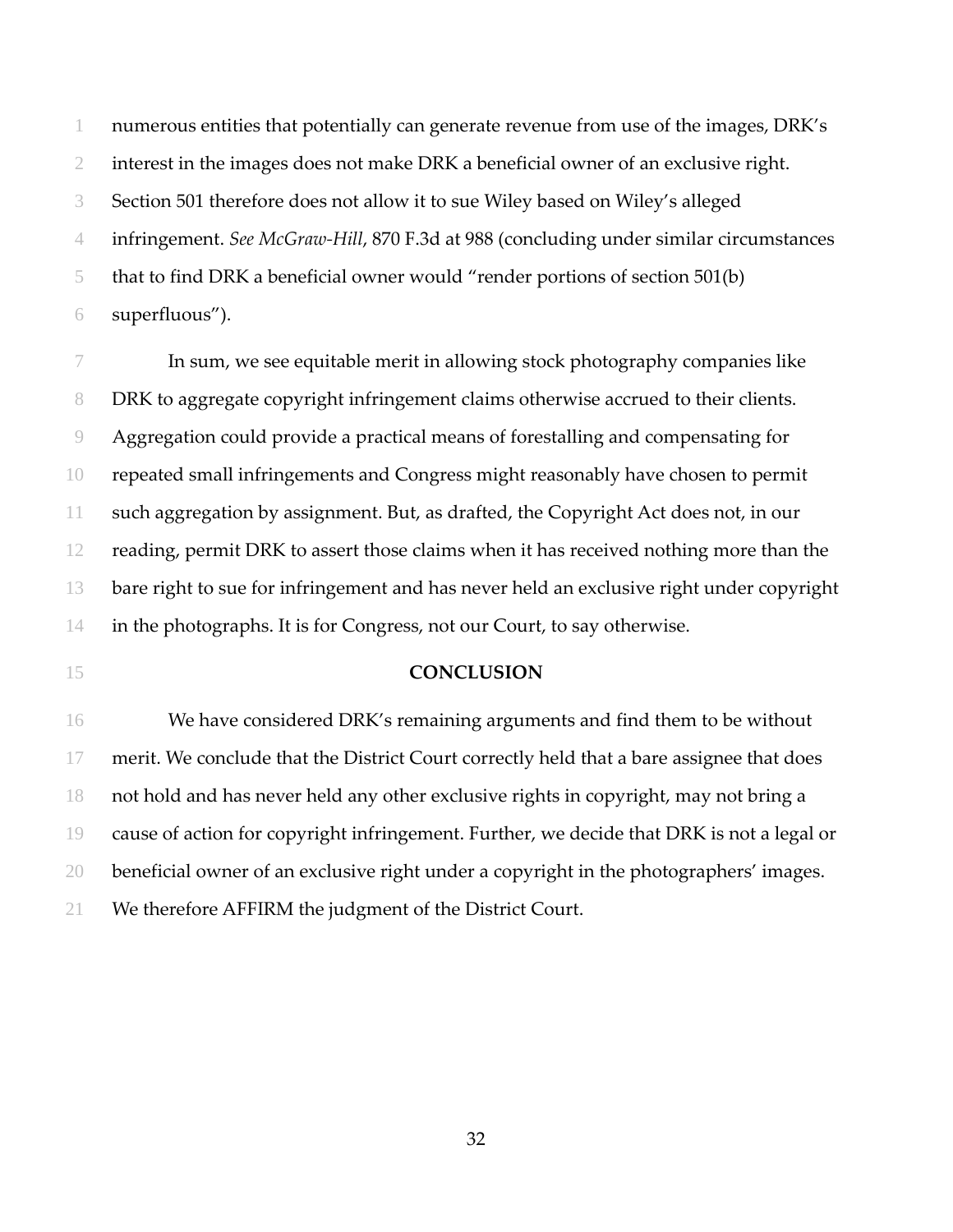numerous entities that potentially can generate revenue from use of the images, DRK's interest in the images does not make DRK a beneficial owner of an exclusive right. Section 501 therefore does not allow it to sue Wiley based on Wiley's alleged infringement. *See McGraw-Hill*, 870 F.3d at 988 (concluding under similar circumstances that to find DRK a beneficial owner would "render portions of section 501(b) superfluous").

In sum, we see equitable merit in allowing stock photography companies like DRK to aggregate copyright infringement claims otherwise accrued to their clients. Aggregation could provide a practical means of forestalling and compensating for repeated small infringements and Congress might reasonably have chosen to permit such aggregation by assignment. But, as drafted, the Copyright Act does not, in our reading, permit DRK to assert those claims when it has received nothing more than the bare right to sue for infringement and has never held an exclusive right under copyright in the photographs. It is for Congress, not our Court, to say otherwise.

## CONCLUSION

We have considered DRK's remaining arguments and find them to be without merit. We conclude that the District Court correctly held that a bare assignee that does not hold and has never held any other exclusive rights in copyright, may not bring a cause of action for copyright infringement. Further, we decide that DRK is not a legal or beneficial owner of an exclusive right under a copyright in the photographers' images. We therefore AFFIRM the judgment of the District Court.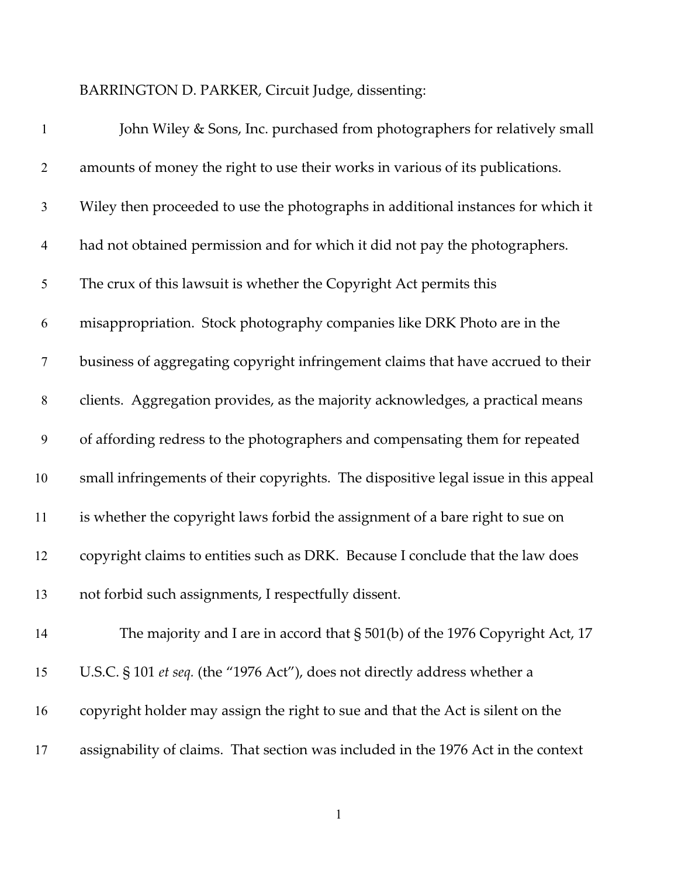BARRINGTON D. PARKER, Circuit Judge, dissenting:

John Wiley & Sons, Inc. purchased from photographers for relatively small amounts of money the right to use their works in various of its publications. Wiley then proceeded to use the photographs in additional instances for which it had not obtained permission and for which it did not pay the photographers. The crux of this lawsuit is whether the Copyright Act permits this misappropriation. Stock photography companies like DRK Photo are in the business of aggregating copyright infringement claims that have accrued to their clients. Aggregation provides, as the majority acknowledges, a practical means of affording redress to the photographers and compensating them for repeated small infringements of their copyrights. The dispositive legal issue in this appeal is whether the copyright laws forbid the assignment of a bare right to sue on copyright claims to entities such as DRK. Because I conclude that the law does not forbid such assignments, I respectfully dissent.

The majority and I are in accord that § 501(b) of the 1976 Copyright Act, 17 U.S.C. § 101 *et seq.* (the "1976 Act"), does not directly address whether a copyright holder may assign the right to sue and that the Act is silent on the assignability of claims. That section was included in the 1976 Act in the context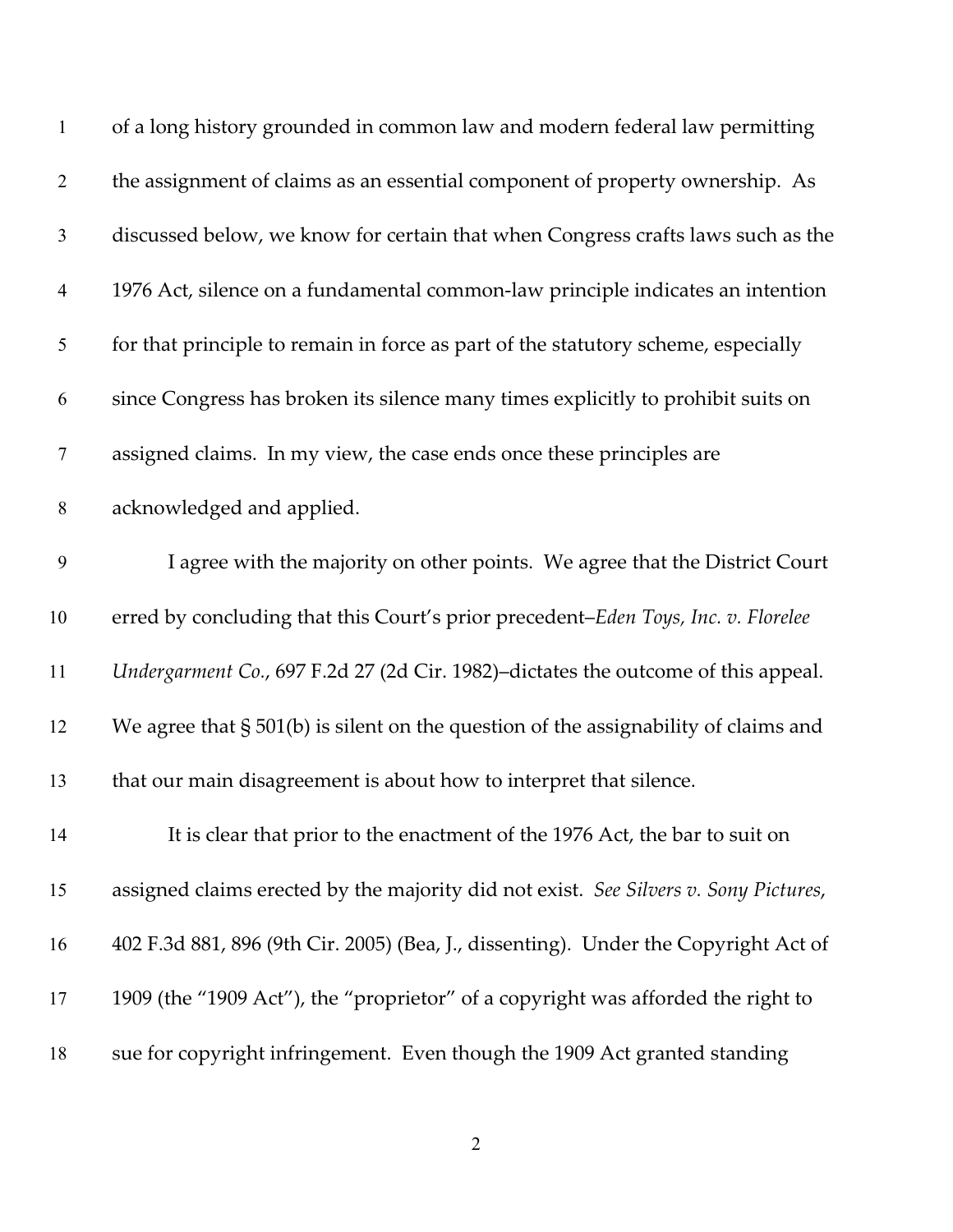of a long history grounded in common law and modern federal law permitting the assignment of claims as an essential component of property ownership. As discussed below, we know for certain that when Congress crafts laws such as the 1976 Act, silence on a fundamental common-law principle indicates an intention for that principle to remain in force as part of the statutory scheme, especially since Congress has broken its silence many times explicitly to prohibit suits on assigned claims. In my view, the case ends once these principles are acknowledged and applied.

I agree with the majority on other points. We agree that the District Court erred by concluding that this Court's prior precedent–*Eden Toys, Inc. v. Florelee Undergarment Co.*, 697 F.2d 27 (2d Cir. 1982)–dictates the outcome of this appeal. We agree that § 501(b) is silent on the question of the assignability of claims and that our main disagreement is about how to interpret that silence.

It is clear that prior to the enactment of the 1976 Act, the bar to suit on assigned claims erected by the majority did not exist. *See Silvers v. Sony Pictures*, 402 F.3d 881, 896 (9th Cir. 2005) (Bea, J., dissenting). Under the Copyright Act of 1909 (the "1909 Act"), the "proprietor" of a copyright was afforded the right to sue for copyright infringement. Even though the 1909 Act granted standing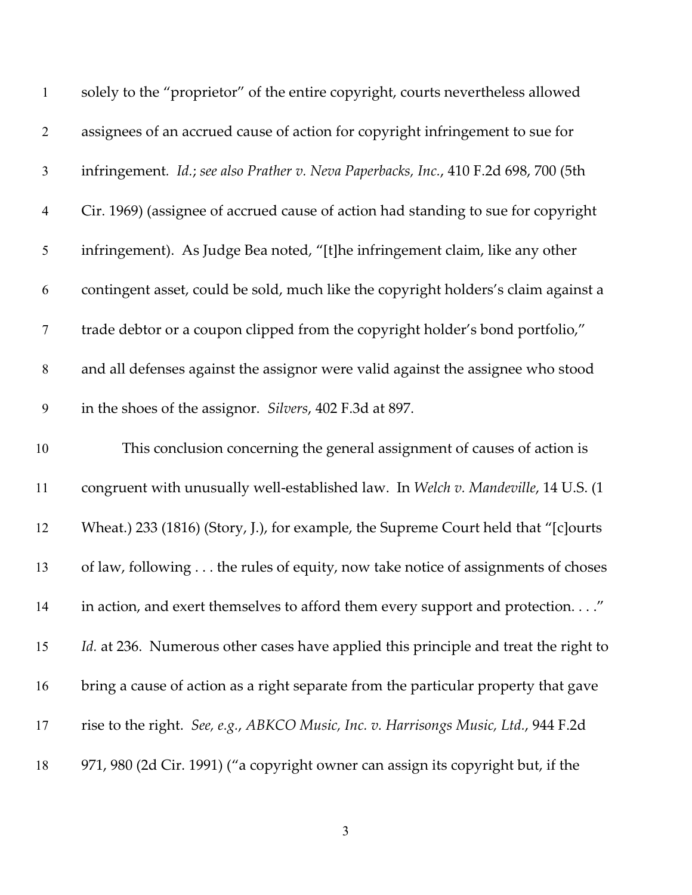solely to the "proprietor" of the entire copyright, courts nevertheless allowed assignees of an accrued cause of action for copyright infringement to sue for infringement. *Id.*; *see also Prather v. Neva Paperbacks, Inc.*, 410 F.2d 698, 700 (5th Cir. 1969) (assignee of accrued cause of action had standing to sue for copyright infringement). As Judge Bea noted, "[t]he infringement claim, like any other contingent asset, could be sold, much like the copyright holders's claim against a trade debtor or a coupon clipped from the copyright holder's bond portfolio," and all defenses against the assignor were valid against the assignee who stood in the shoes of the assignor. *Silvers*, 402 F.3d at 897.

This conclusion concerning the general assignment of causes of action is congruent with unusually well-established law. In *Welch v. Mandeville*, 14 U.S. (1 Wheat.) 233 (1816) (Story, J.), for example, the Supreme Court held that "[c]ourts of law, following . . . the rules of equity, now take notice of assignments of choses in action, and exert themselves to afford them every support and protection. . . ." *Id.* at 236. Numerous other cases have applied this principle and treat the right to bring a cause of action as a right separate from the particular property that gave rise to the right. *See, e.g.*, *ABKCO Music, Inc. v. Harrisongs Music, Ltd.*, 944 F.2d 971, 980 (2d Cir. 1991) ("a copyright owner can assign its copyright but, if the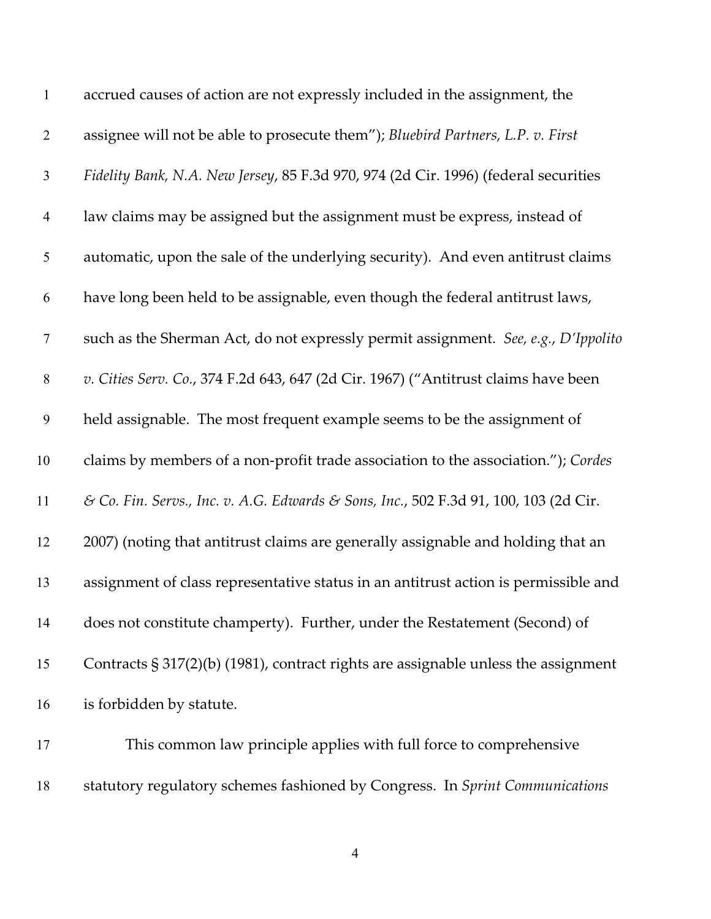accrued causes of action are not expressly included in the assignment, the assignee will not be able to prosecute them"); *Bluebird Partners, L.P. v. First Fidelity Bank, N.A. New Jersey*, 85 F.3d 970, 974 (2d Cir. 1996) (federal securities law claims may be assigned but the assignment must be express, instead of automatic, upon the sale of the underlying security). And even antitrust claims have long been held to be assignable, even though the federal antitrust laws, such as the Sherman Act, do not expressly permit assignment. *See, e.g.*, *D'Ippolito v. Cities Serv. Co.*, 374 F.2d 643, 647 (2d Cir. 1967) ("Antitrust claims have been held assignable. The most frequent example seems to be the assignment of claims by members of a non-profit trade association to the association."); *Cordes & Co. Fin. Servs., Inc. v. A.G. Edwards & Sons, Inc.*, 502 F.3d 91, 100, 103 (2d Cir. 2007) (noting that antitrust claims are generally assignable and holding that an assignment of class representative status in an antitrust action is permissible and does not constitute champerty). Further, under the Restatement (Second) of Contracts § 317(2)(b) (1981), contract rights are assignable unless the assignment is forbidden by statute.

This common law principle applies with full force to comprehensive statutory regulatory schemes fashioned by Congress. In *Sprint Communications*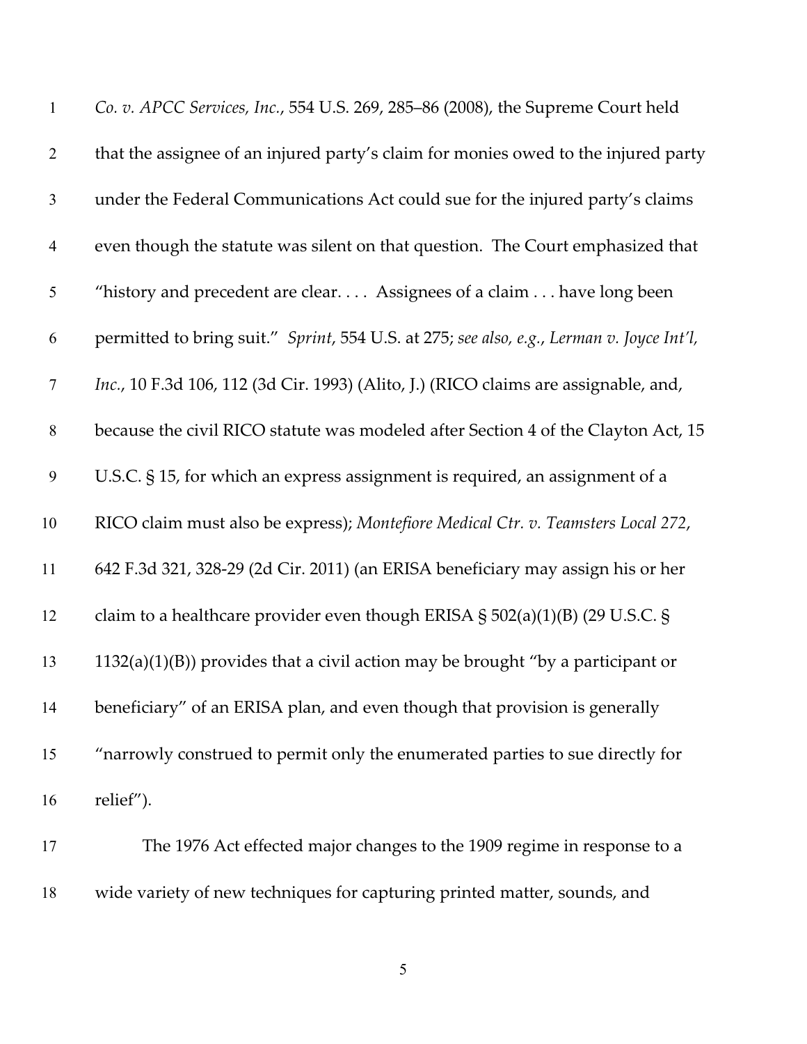*Co. v. APCC Services, Inc.*, 554 U.S. 269, 285–86 (2008), the Supreme Court held that the assignee of an injured party's claim for monies owed to the injured party under the Federal Communications Act could sue for the injured party's claims even though the statute was silent on that question. The Court emphasized that "history and precedent are clear. . . . Assignees of a claim . . . have long been permitted to bring suit." *Sprint*, 554 U.S. at 275; *see also, e.g.*, *Lerman v. Joyce Int'l, Inc.*, 10 F.3d 106, 112 (3d Cir. 1993) (Alito, J.) (RICO claims are assignable, and, because the civil RICO statute was modeled after Section 4 of the Clayton Act, 15 U.S.C. § 15, for which an express assignment is required, an assignment of a RICO claim must also be express); *Montefiore Medical Ctr. v. Teamsters Local 272*, 642 F.3d 321, 328-29 (2d Cir. 2011) (an ERISA beneficiary may assign his or her claim to a healthcare provider even though ERISA § 502(a)(1)(B) (29 U.S.C. § 1132(a)(1)(B)) provides that a civil action may be brought "by a participant or beneficiary" of an ERISA plan, and even though that provision is generally "narrowly construed to permit only the enumerated parties to sue directly for relief").

The 1976 Act effected major changes to the 1909 regime in response to a wide variety of new techniques for capturing printed matter, sounds, and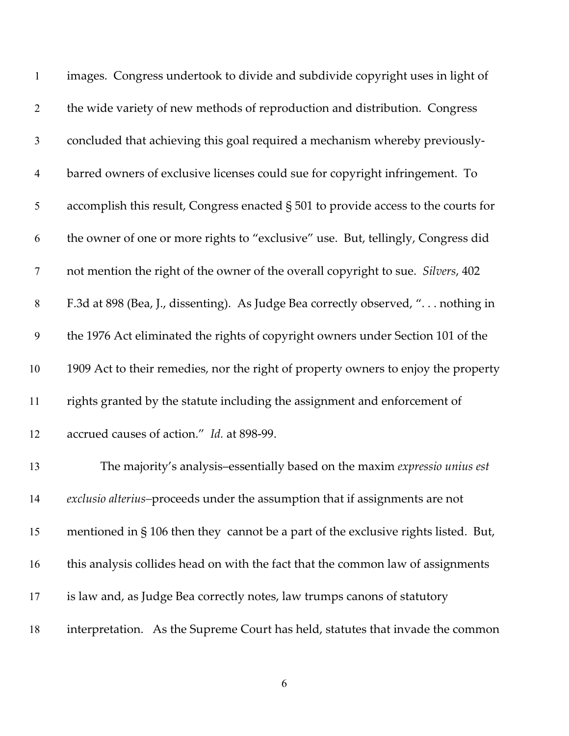images. Congress undertook to divide and subdivide copyright uses in light of the wide variety of new methods of reproduction and distribution. Congress concluded that achieving this goal required a mechanism whereby previously-barred owners of exclusive licenses could sue for copyright infringement. To accomplish this result, Congress enacted § 501 to provide access to the courts for the owner of one or more rights to "exclusive" use. But, tellingly, Congress did not mention the right of the owner of the overall copyright to sue. *Silvers*, 402 F.3d at 898 (Bea, J., dissenting). As Judge Bea correctly observed, ". . . nothing in the 1976 Act eliminated the rights of copyright owners under Section 101 of the 1909 Act to their remedies, nor the right of property owners to enjoy the property rights granted by the statute including the assignment and enforcement of accrued causes of action." *Id.* at 898-99.

The majority's analysis–essentially based on the maxim *expressio unius est exclusio alterius*–proceeds under the assumption that if assignments are not mentioned in § 106 then they cannot be a part of the exclusive rights listed. But, this analysis collides head on with the fact that the common law of assignments is law and, as Judge Bea correctly notes, law trumps canons of statutory interpretation. As the Supreme Court has held, statutes that invade the common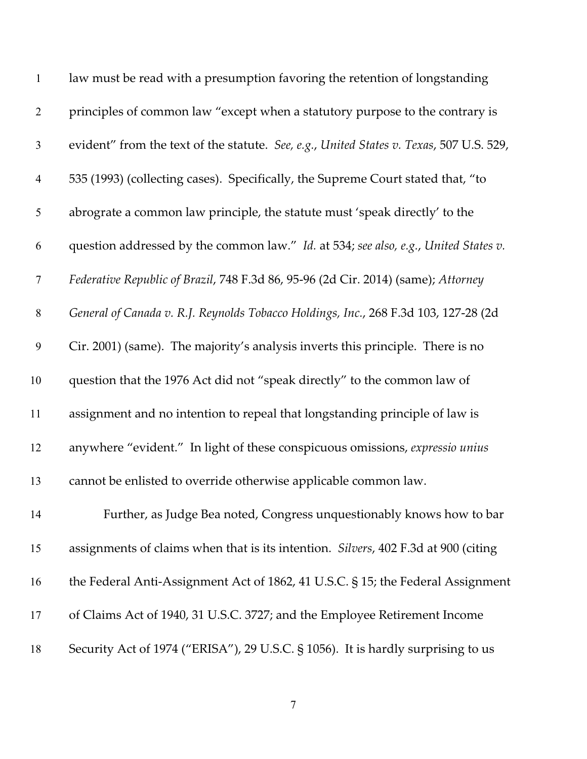law must be read with a presumption favoring the retention of longstanding principles of common law "except when a statutory purpose to the contrary is evident" from the text of the statute. *See, e.g.*, *United States v. Texas*, 507 U.S. 529, 535 (1993) (collecting cases). Specifically, the Supreme Court stated that, "to abrogr态 a common law principle, the statute must 'speak directly' to the question addressed by the common law." *Id.* at 534; *see also, e.g.*, *United States v. Federative Republic of Brazil*, 748 F.3d 86, 95-96 (2d Cir. 2014) (same); *Attorney General of Canada v. R.J. Reynolds Tobacco Holdings, Inc.*, 268 F.3d 103, 127-28 (2d Cir. 2001) (same). The majority's analysis inverts this principle. There is no question that the 1976 Act did not "speak directly" to the common law of assignment and no intention to repeal that longstanding principle of law is anywhere "evident." In light of these conspicuous omissions, *expressio unius* cannot be enlisted to override otherwise applicable common law.

Further, as Judge Bea noted, Congress unquestionably knows how to bar assignments of claims when that is its intention. *Silvers*, 402 F.3d at 900 (citing the Federal Anti-Assignment Act of 1862, 41 U.S.C. § 15; the Federal Assignment of Claims Act of 1940, 31 U.S.C. 3727; and the Employee Retirement Income Security Act of 1974 ("ERISA"), 29 U.S.C. § 1056). It is hardly surprising to us

law must be read with a presumption favoring the retention of longstanding principles of common law "except when a statutory purpose to the contrary is evident" from the text of the statute. *See, e.g.*, *United States v. Texas*, 507 U.S. 529, 535 (1993) (collecting cases). Specifically, the Supreme Court stated that, "to abrograte a common law principle, the statute must 'speak directly' to the question addressed by the common law." *Id.* at 534; *see also, e.g.*, *United States v. Federative Republic of Brazil*, 748 F.3d 86, 95-96 (2d Cir. 2014) (same); *Attorney General of Canada v. R.J. Reynolds Tobacco Holdings, Inc.*, 268 F.3d 103, 127-28 (2d Cir. 2001) (same). The majority's analysis inverts this principle. There is no question that the 1976 Act did not "speak directly" to the common law of assignment and no intention to repeal that longstanding principle of law is anywhere "evident." In light of these conspicuous omissions, *expressio unius* cannot be enlisted to override otherwise applicable common law.

Further, as Judge Bea noted, Congress unquestionably knows how to bar assignments of claims when that is its intention. *Silvers*, 402 F.3d at 900 (citing the Federal Anti-Assignment Act of 1862, 41 U.S.C. § 15; the Federal Assignment of Claims Act of 1940, 31 U.S.C. 3727; and the Employee Retirement Income Security Act of 1974 ("ERISA"), 29 U.S.C. § 1056). It is hardly surprising to us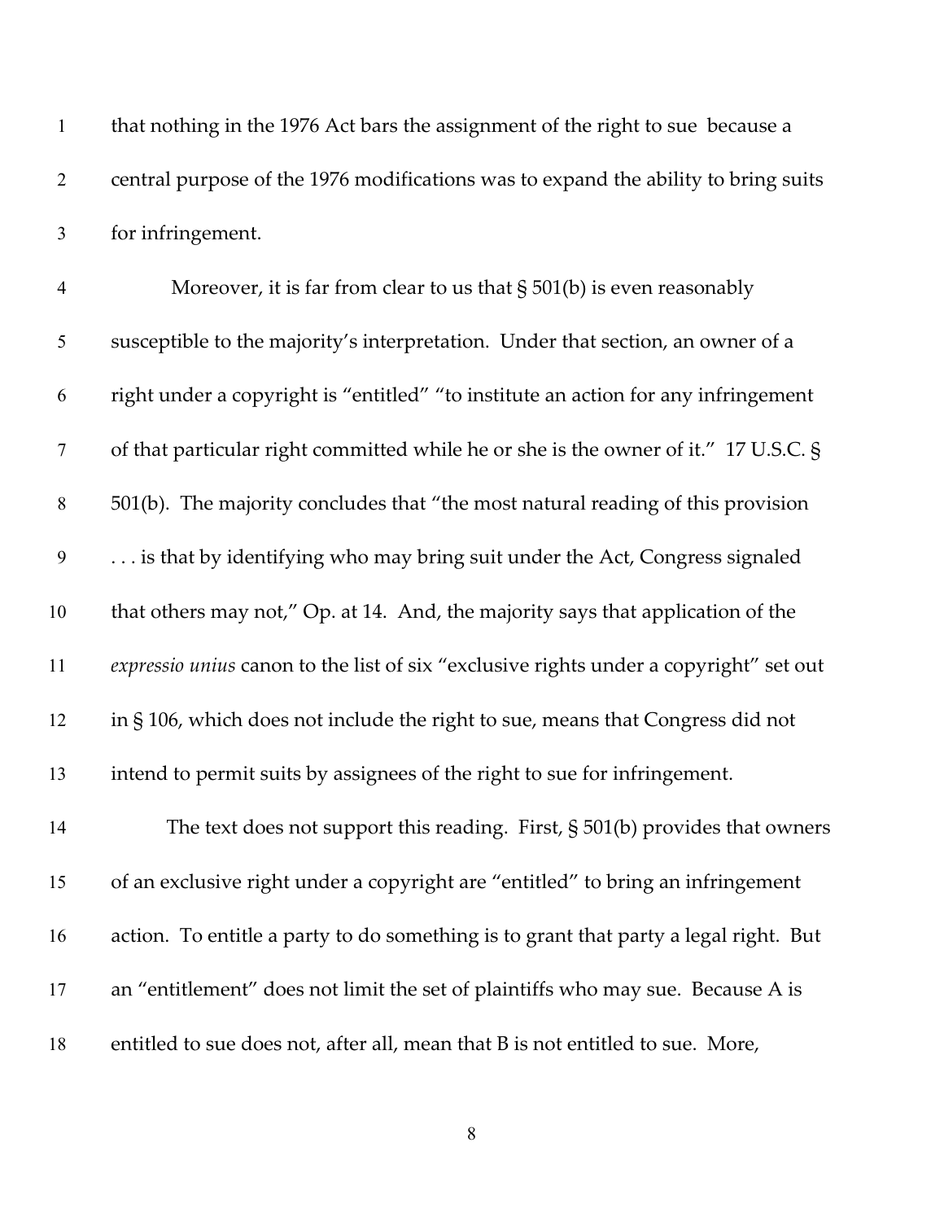that nothing in the 1976 Act bars the assignment of the right to sue because a central purpose of the 1976 modifications was to expand the ability to bring suits for infringement.

Moreover, it is far from clear to us that § 501(b) is even reasonably susceptible to the majority's interpretation. Under that section, an owner of a right under a copyright is "entitled" "to institute an action for any infringement of that particular right committed while he or she is the owner of it." 17 U.S.C. § 501(b). The majority concludes that "the most natural reading of this provision . . . is that by identifying who may bring suit under the Act, Congress signaled that others may not," Op. at 14. And, the majority says that application of the *expressio unius* canon to the list of six "exclusive rights under a copyright" set out in § 106, which does not include the right to sue, means that Congress did not intend to permit suits by assignees of the right to sue for infringement.

The text does not support this reading. First, § 501(b) provides that owners of an exclusive right under a copyright are "entitled" to bring an infringement action. To entitle a party to do something is to grant that party a legal right. But an "entitlement" does not limit the set of plaintiffs who may sue. Because A is entitled to sue does not, after all, mean that B is not entitled to sue. More,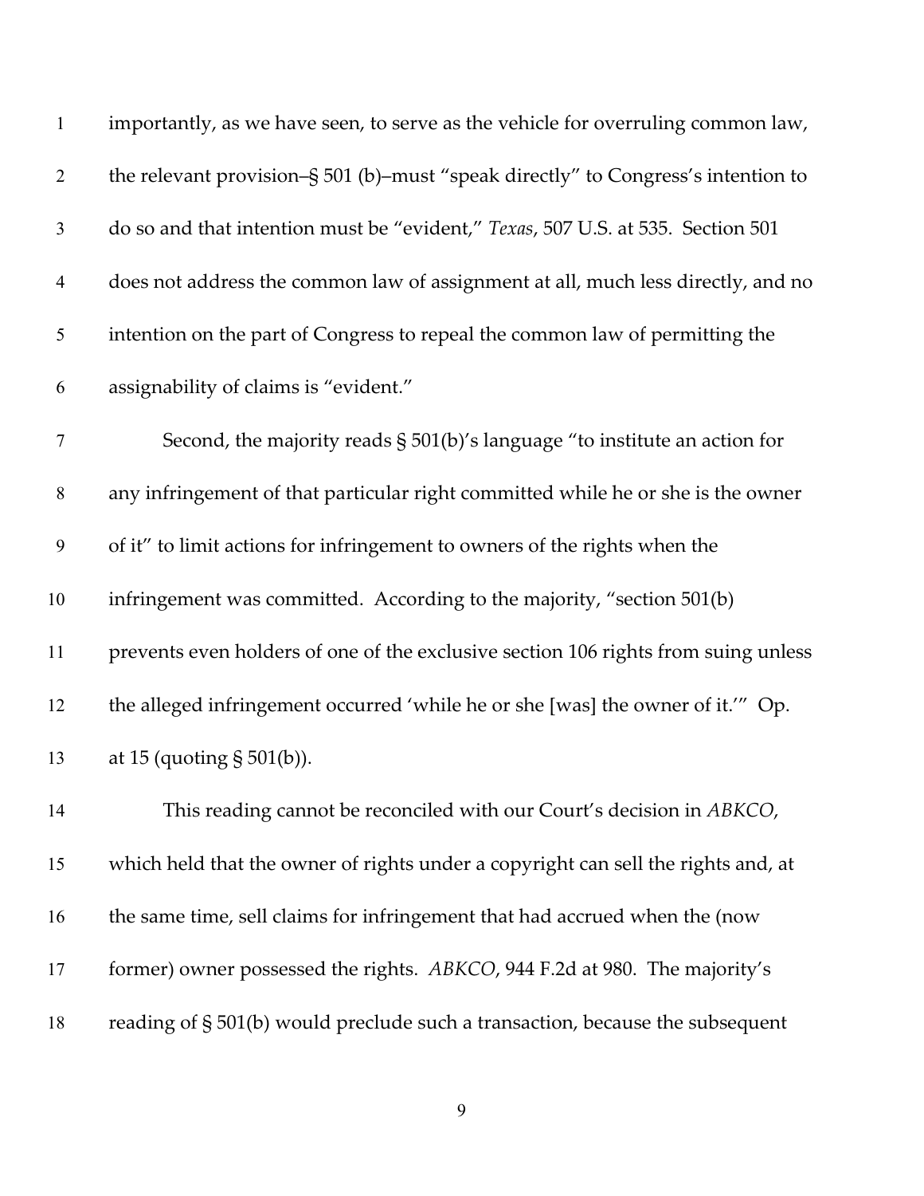importantly, as we have seen, to serve as the vehicle for overruling common law, the relevant provision–§ 501 (b)–must "speak directly" to Congress's intention to do so and that intention must be "evident," *Texas*, 507 U.S. at 535. Section 501 does not address the common law of assignment at all, much less directly, and no intention on the part of Congress to repeal the common law of permitting the assignability of claims is "evident."

Second, the majority reads § 501(b)'s language "to institute an action for any infringement of that particular right committed while he or she is the owner of it" to limit actions for infringement to owners of the rights when the infringement was committed. According to the majority, "section 501(b) prevents even holders of one of the exclusive section 106 rights from suing unless the alleged infringement occurred 'while he or she [was] the owner of it.'" Op. at 15 (quoting § 501(b)).

This reading cannot be reconciled with our Court's decision in *ABKCO*, which held that the owner of rights under a copyright can sell the rights and, at the same time, sell claims for infringement that had accrued when the (now former) owner possessed the rights. *ABKCO*, 944 F.2d at 980. The majority's reading of § 501(b) would preclude such a transaction, because the subsequent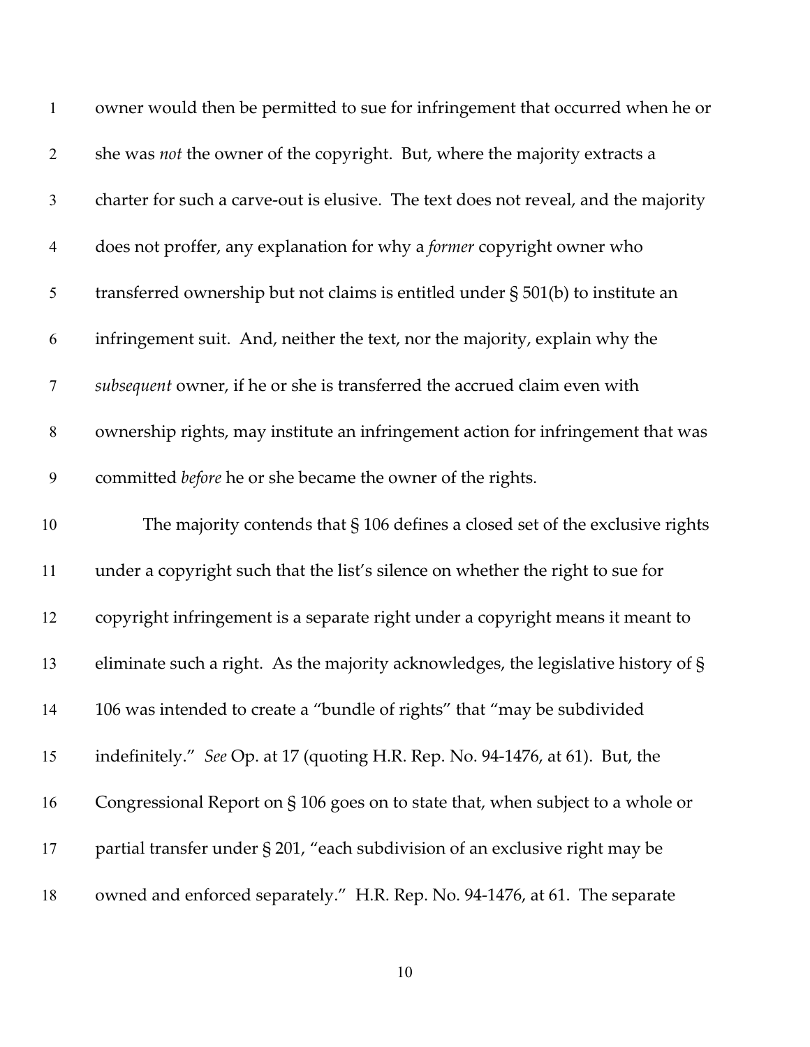owner would then be permitted to sue for infringement that occurred when he or she was *not* the owner of the copyright. But, where the majority extracts a charter for such a carve-out is elusive. The text does not reveal, and the majority does not proffer, any explanation for why a *former* copyright owner who transferred ownership but not claims is entitled under § 501(b) to institute an infringement suit. And, neither the text, nor the majority, explain why the *subsequent* owner, if he or she is transferred the accrued claim even with ownership rights, may institute an infringement action for infringement that was committed *before* he or she became the owner of the rights.

The majority contends that § 106 defines a closed set of the exclusive rights under a copyright such that the list's silence on whether the right to sue for copyright infringement is a separate right under a copyright means it meant to eliminate such a right. As the majority acknowledges, the legislative history of § 106 was intended to create a "bundle of rights" that "may be subdivided indefinitely." *See* Op. at 17 (quoting H.R. Rep. No. 94-1476, at 61). But, the Congressional Report on § 106 goes on to state that, when subject to a whole or partial transfer under § 201, "each subdivision of an exclusive right may be owned and enforced separately." H.R. Rep. No. 94-1476, at 61. The separate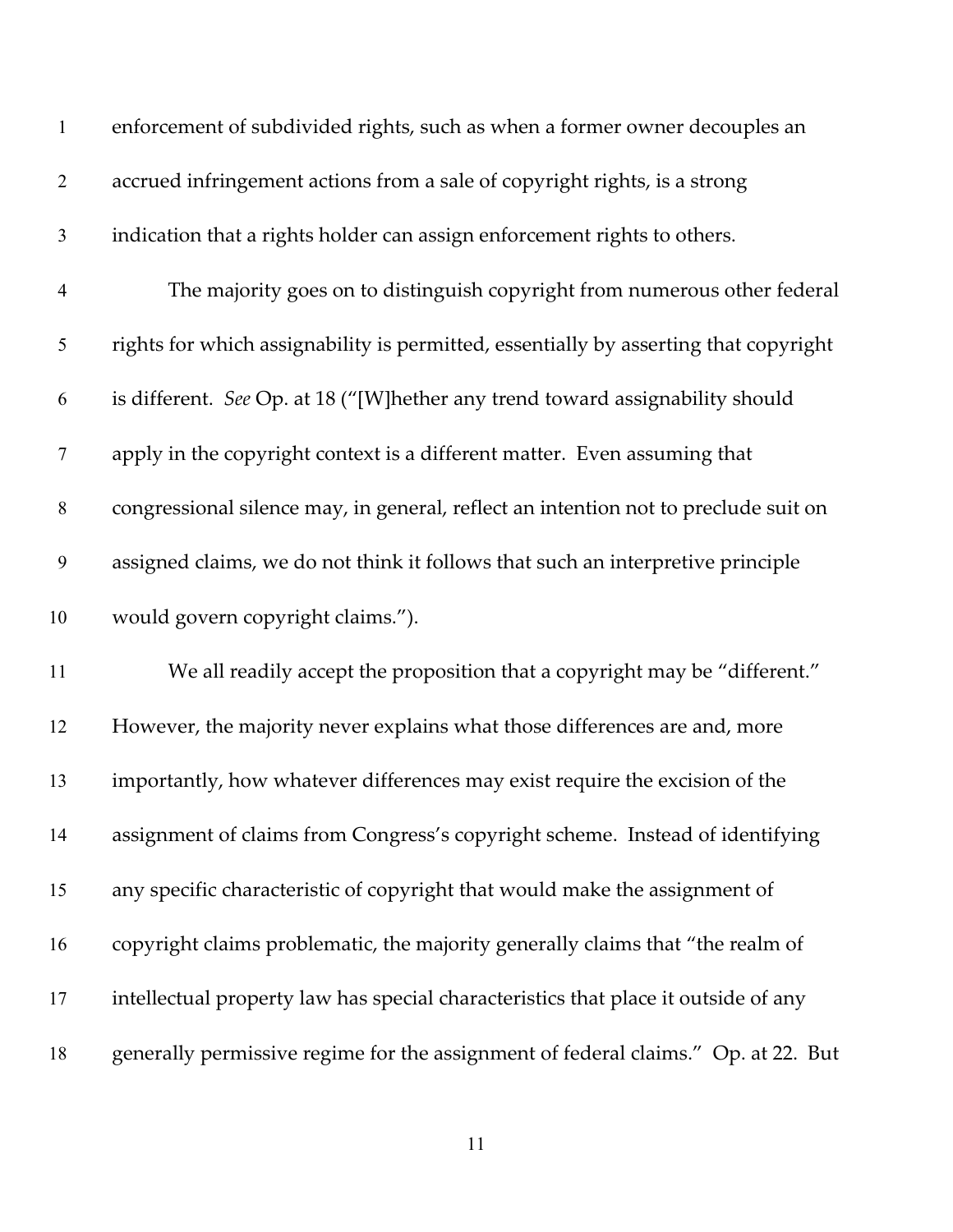enforcement of subdivided rights, such as when a former owner decouples an accrued infringement actions from a sale of copyright rights, is a strong indication that a rights holder can assign enforcement rights to others.

The majority goes on to distinguish copyright from numerous other federal rights for which assignability is permitted, essentially by asserting that copyright is different. *See* Op. at 18 ("[W]hether any trend toward assignability should apply in the copyright context is a different matter. Even assuming that congressional silence may, in general, reflect an intention not to preclude suit on assigned claims, we do not think it follows that such an interpretive principle would govern copyright claims.").

We all readily accept the proposition that a copyright may be "different." However, the majority never explains what those differences are and, more importantly, how whatever differences may exist require the excision of the assignment of claims from Congress's copyright scheme. Instead of identifying any specific characteristic of copyright that would make the assignment of copyright claims problematic, the majority generally claims that "the realm of intellectual property law has special characteristics that place it outside of any generally permissive regime for the assignment of federal claims." Op. at 22. But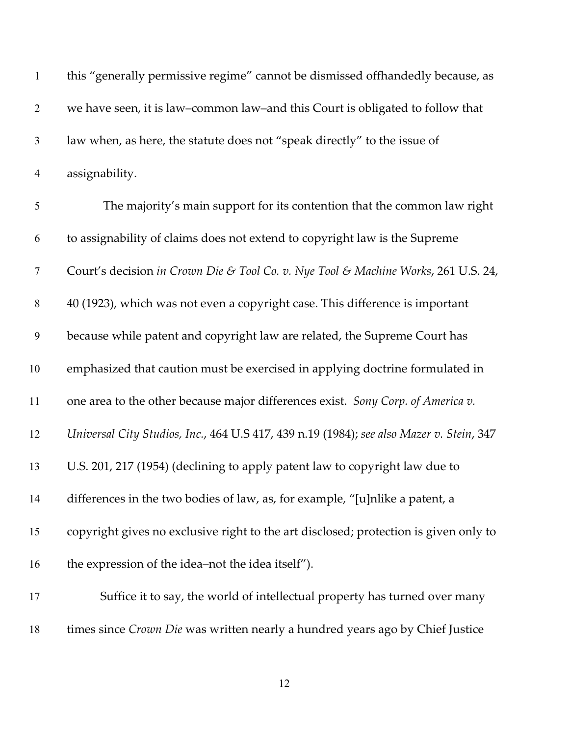this "generally permissive regime" cannot be dismissed offhandedly because, as we have seen, it is law–common law–and this Court is obligated to follow that law when, as here, the statute does not "speak directly" to the issue of assignability.

The majority's main support for its contention that the common law right to assignability of claims does not extend to copyright law is the Supreme Court's decision *in Crown Die & Tool Co. v. Nye Tool & Machine Works*, 261 U.S. 24, 40 (1923), which was not even a copyright case. This difference is important because while patent and copyright law are related, the Supreme Court has emphasized that caution must be exercised in applying doctrine formulated in one area to the other because major differences exist. *Sony Corp. of America v. Universal City Studios, Inc.*, 464 U.S 417, 439 n.19 (1984); *see also Mazer v. Stein*, 347 U.S. 201, 217 (1954) (declining to apply patent law to copyright law due to differences in the two bodies of law, as, for example, "[u]nlike a patent, a copyright gives no exclusive right to the art disclosed; protection is given only to the expression of the idea–not the idea itself").

Suffice it to say, the world of intellectual property has turned over many times since *Crown Die* was written nearly a hundred years ago by Chief Justice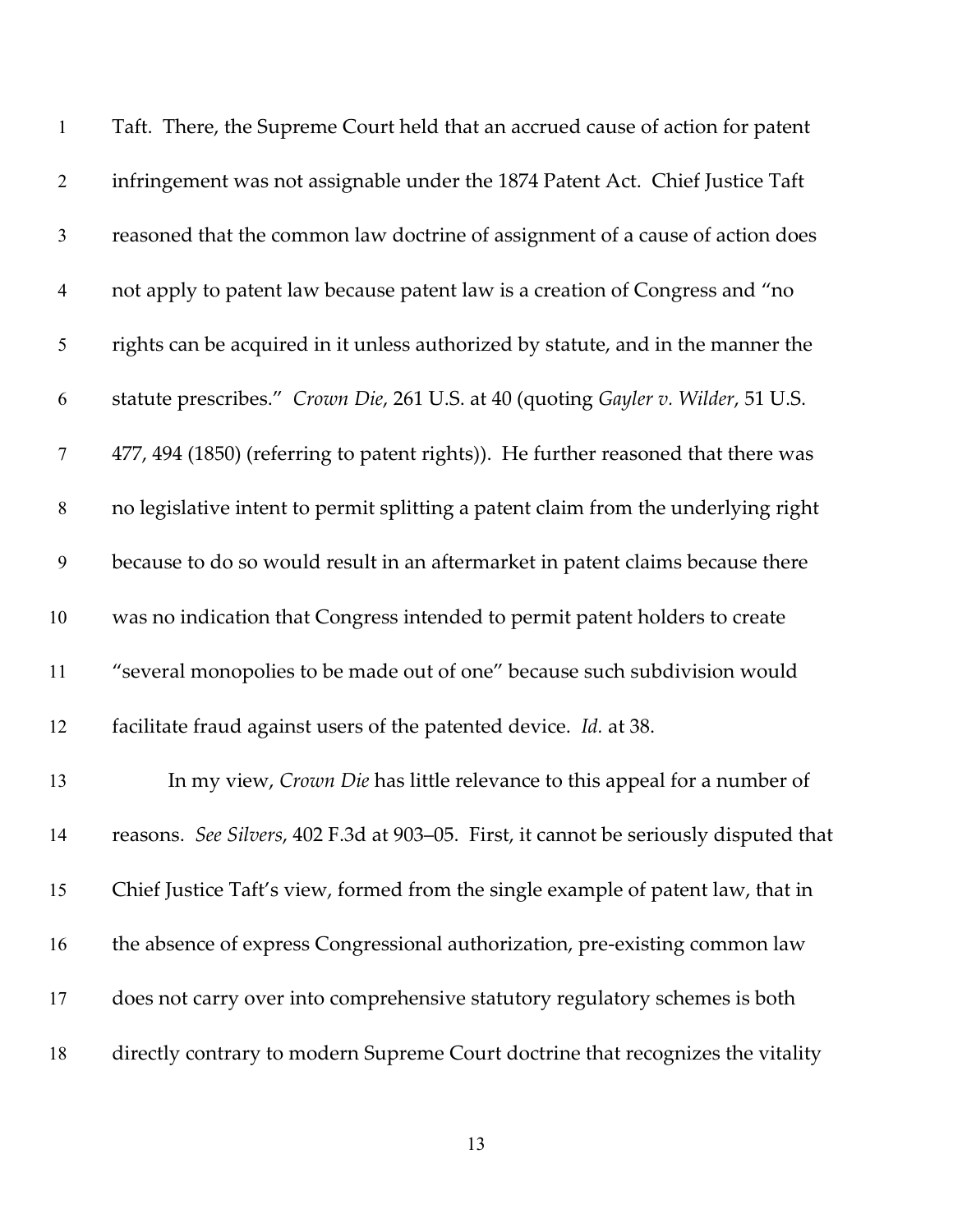Taft. There, the Supreme Court held that an accrued cause of action for patent infringement was not assignable under the 1874 Patent Act. Chief Justice Taft reasoned that the common law doctrine of assignment of a cause of action does not apply to patent law because patent law is a creation of Congress and "no rights can be acquired in it unless authorized by statute, and in the manner the statute prescribes." *Crown Die*, 261 U.S. at 40 (quoting *Gayler v. Wilder*, 51 U.S. 477, 494 (1850) (referring to patent rights)). He further reasoned that there was no legislative intent to permit splitting a patent claim from the underlying right because to do so would result in an aftermarket in patent claims because there was no indication that Congress intended to permit patent holders to create "several monopolies to be made out of one" because such subdivision would facilitate fraud against users of the patented device. *Id.* at 38.

In my view, *Crown Die* has little relevance to this appeal for a number of reasons. *See Silvers*, 402 F.3d at 903–05. First, it cannot be seriously disputed that Chief Justice Taft's view, formed from the single example of patent law, that in the absence of express Congressional authorization, pre-existing common law does not carry over into comprehensive statutory regulatory schemes is both directly contrary to modern Supreme Court doctrine that recognizes the vitality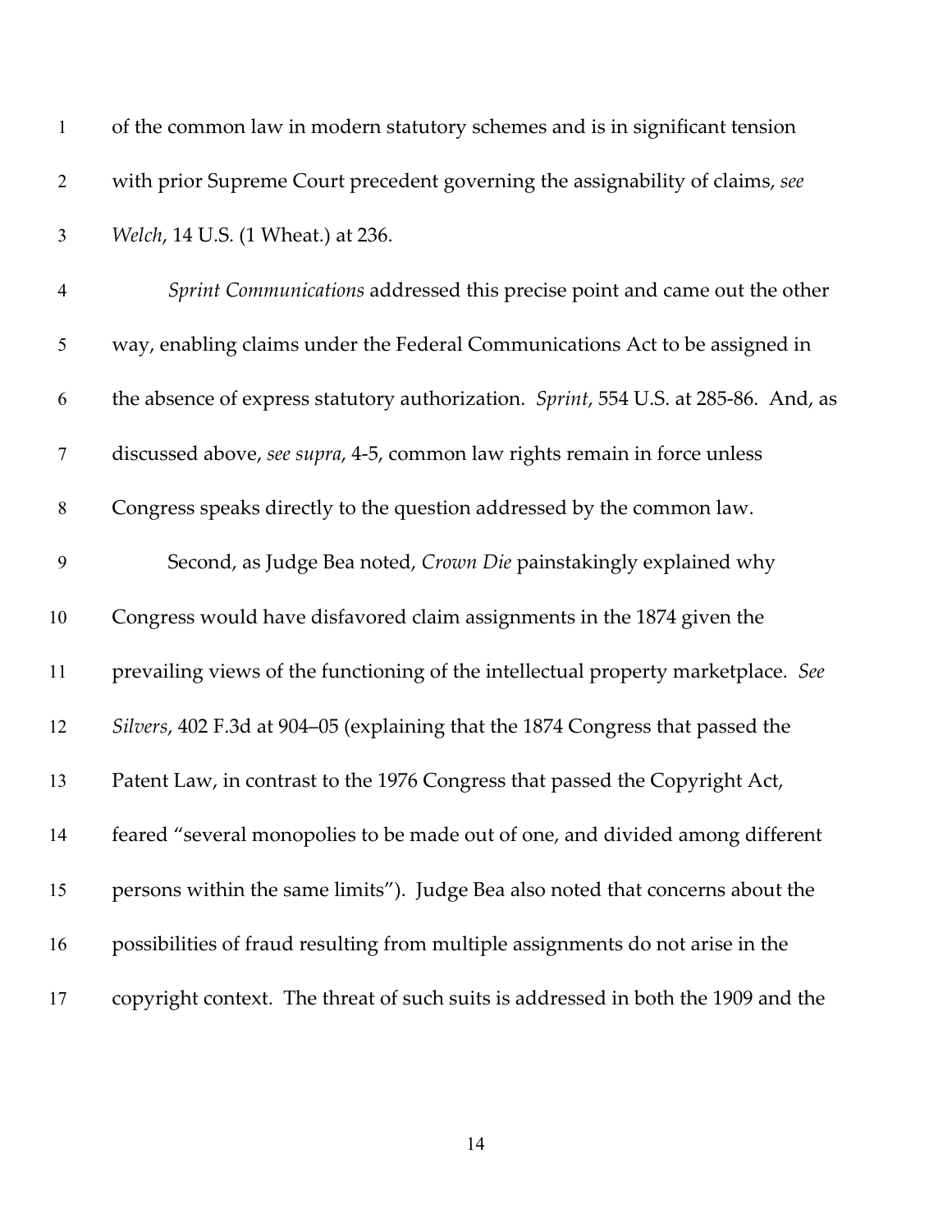of the common law in modern statutory schemes and is in significant tension with prior Supreme Court precedent governing the assignability of claims, *see Welch*, 14 U.S. (1 Wheat.) at 236.

*Sprint Communications* addressed this precise point and came out the other way, enabling claims under the Federal Communications Act to be assigned in the absence of express statutory authorization. *Sprint*, 554 U.S. at 285-86. And, as discussed above, *see supra*, 4-5, common law rights remain in force unless Congress speaks directly to the question addressed by the common law.

Second, as Judge Bea noted, *Crown Die* painstakingly explained why Congress would have disfavored claim assignments in the 1874 given the prevailing views of the functioning of the intellectual property marketplace. *See Silvers*, 402 F.3d at 904–05 (explaining that the 1874 Congress that passed the Patent Law, in contrast to the 1976 Congress that passed the Copyright Act, feared "several monopolies to be made out of one, and divided among different persons within the same limits"). Judge Bea also noted that concerns about the possibilities of fraud resulting from multiple assignments do not arise in the copyright context. The threat of such suits is addressed in both the 1909 and the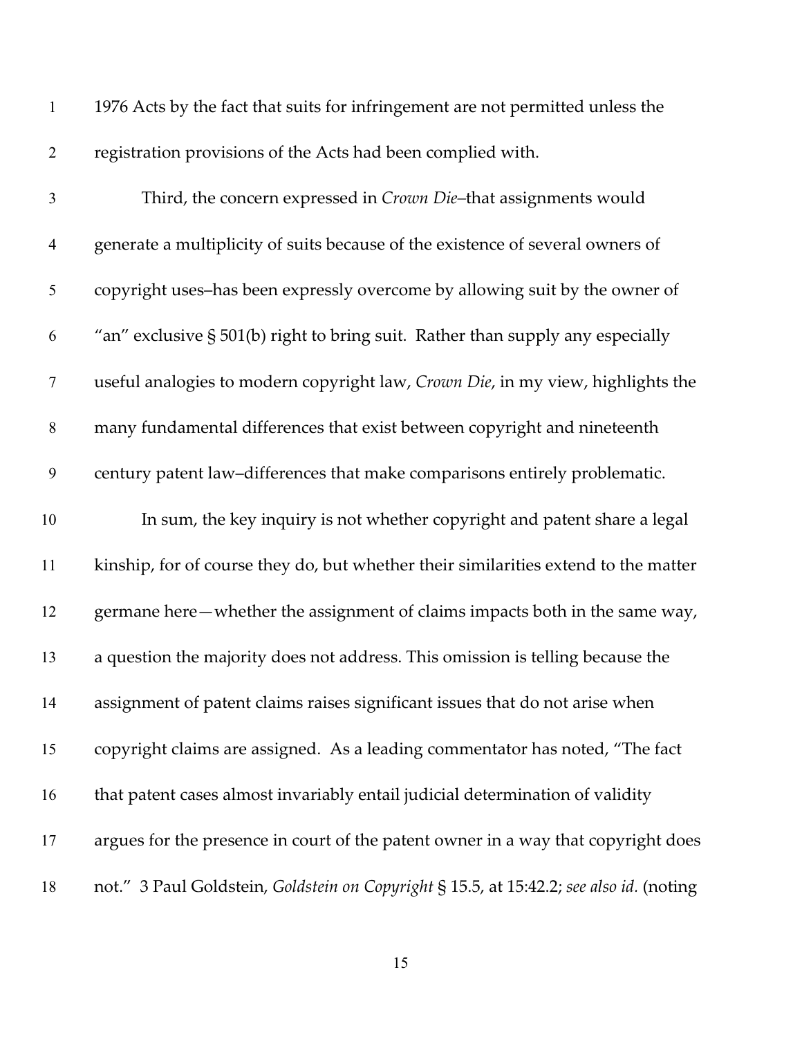1976 Acts by the fact that suits for infringement are not permitted unless the registration provisions of the Acts had been complied with.

Third, the concern expressed in *Crown Die*–that assignments would generate a multiplicity of suits because of the existence of several owners of copyright uses–has been expressly overcome by allowing suit by the owner of "an" exclusive § 501(b) right to bring suit. Rather than supply any especially useful analogies to modern copyright law, *Crown Die*, in my view, highlights the many fundamental differences that exist between copyright and nineteenth century patent law–differences that make comparisons entirely problematic.

In sum, the key inquiry is not whether copyright and patent share a legal kinship, for of course they do, but whether their similarities extend to the matter germane here—whether the assignment of claims impacts both in the same way, a question the majority does not address. This omission is telling because the assignment of patent claims raises significant issues that do not arise when copyright claims are assigned. As a leading commentator has noted, "The fact that patent cases almost invariably entail judicial determination of validity argues for the presence in court of the patent owner in a way that copyright does not." 3 Paul Goldstein, *Goldstein on Copyright* § 15.5, at 15:42.2; *see also id.* (noting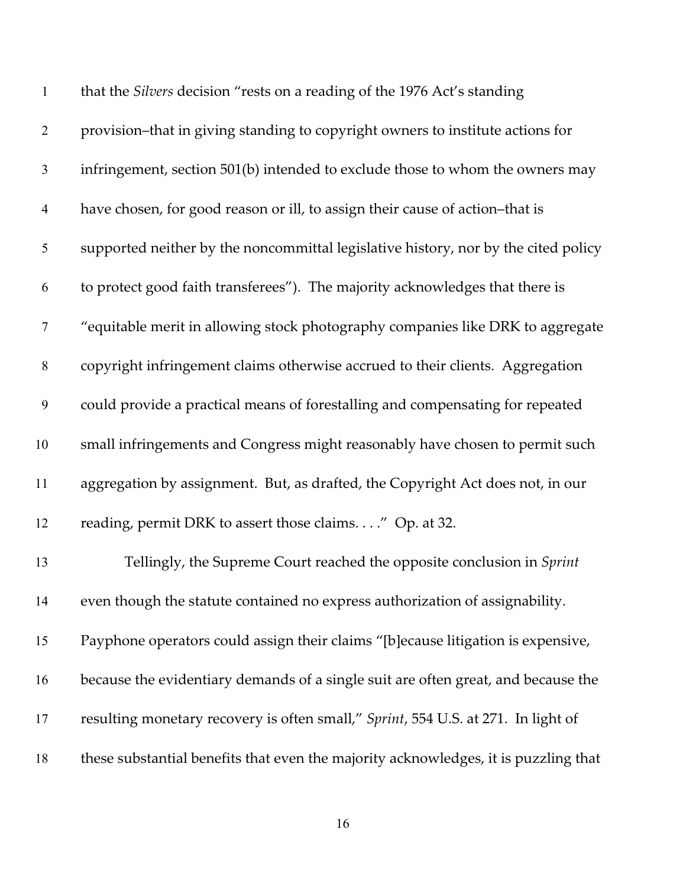that the *Silvers* decision "rests on a reading of the 1976 Act's standing provision–that in giving standing to copyright owners to institute actions for infringement, section 501(b) intended to exclude those to whom the owners may have chosen, for good reason or ill, to assign their cause of action–that is supported neither by the noncommittal legislative history, nor by the cited policy to protect good faith transferees"). The majority acknowledges that there is "equitable merit in allowing stock photography companies like DRK to aggregate copyright infringement claims otherwise accrued to their clients. Aggregation could provide a practical means of forestalling and compensating for repeated small infringements and Congress might reasonably have chosen to permit such aggregation by assignment. But, as drafted, the Copyright Act does not, in our reading, permit DRK to assert those claims. . . ." Op. at 32.

Tellingly, the Supreme Court reached the opposite conclusion in *Sprint* even though the statute contained no express authorization of assignability. Payphone operators could assign their claims "[b]ecause litigation is expensive, because the evidentiary demands of a single suit are often great, and because the resulting monetary recovery is often small," *Sprint*, 554 U.S. at 271. In light of these substantial benefits that even the majority acknowledges, it is puzzling that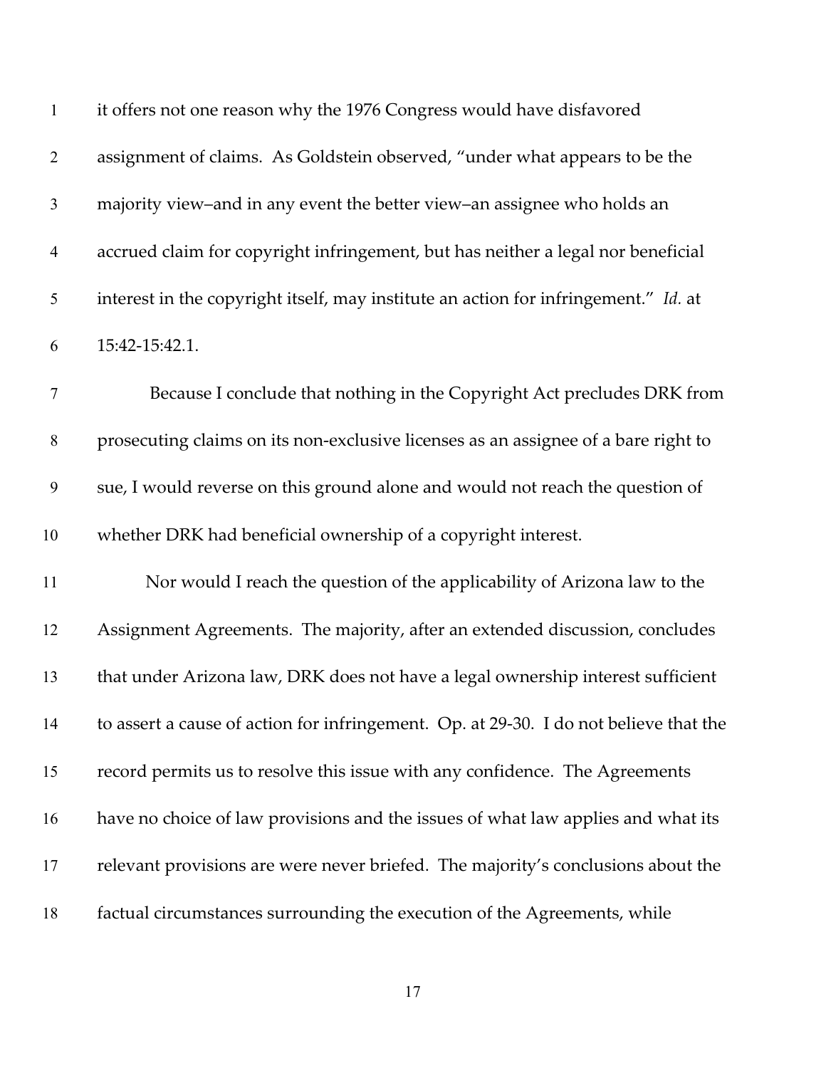it offers not one reason why the 1976 Congress would have disfavored assignment of claims. As Goldstein observed, "under what appears to be the majority view–and in any event the better view–an assignee who holds an accrued claim for copyright infringement, but has neither a legal nor beneficial interest in the copyright itself, may institute an action for infringement." *Id.* at 15:42-15:42.1.

Because I conclude that nothing in the Copyright Act precludes DRK from prosecuting claims on its non-exclusive licenses as an assignee of a bare right to sue, I would reverse on this ground alone and would not reach the question of whether DRK had beneficial ownership of a copyright interest.

Nor would I reach the question of the applicability of Arizona law to the Assignment Agreements. The majority, after an extended discussion, concludes that under Arizona law, DRK does not have a legal ownership interest sufficient to assert a cause of action for infringement. Op. at 29-30. I do not believe that the record permits us to resolve this issue with any confidence. The Agreements have no choice of law provisions and the issues of what law applies and what its relevant provisions are were never briefed. The majority's conclusions about the factual circumstances surrounding the execution of the Agreements, while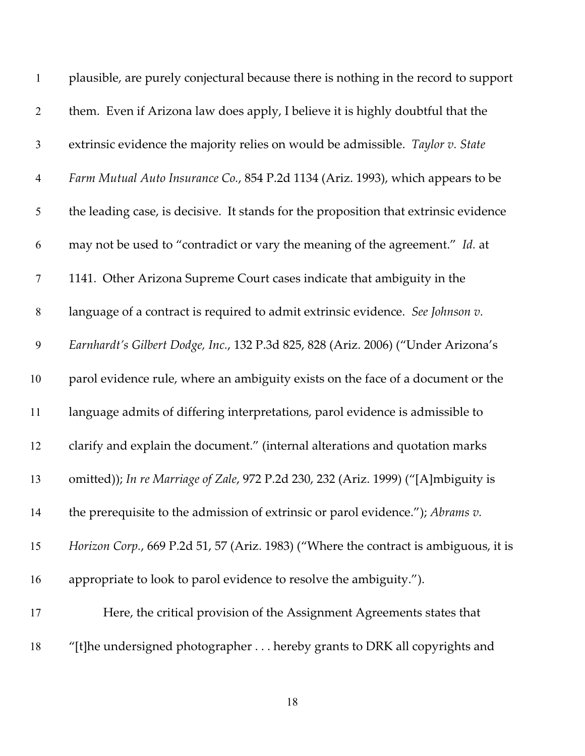plausible, are purely conjectural because there is nothing in the record to support them. Even if Arizona law does apply, I believe it is highly doubtful that the extrinsic evidence the majority relies on would be admissible. *Taylor v. State Farm Mutual Auto Insurance Co.*, 854 P.2d 1134 (Ariz. 1993), which appears to be the leading case, is decisive. It stands for the proposition that extrinsic evidence may not be used to "contradict or vary the meaning of the agreement." *Id.* at 1141. Other Arizona Supreme Court cases indicate that ambiguity in the language of a contract is required to admit extrinsic evidence. *See Johnson v. Earnhardt's Gilbert Dodge, Inc.*, 132 P.3d 825, 828 (Ariz. 2006) ("Under Arizona's parol evidence rule, where an ambiguity exists on the face of a document or the language admits of differing interpretations, parol evidence is admissible to clarify and explain the document." (internal alterations and quotation marks omitted)); *In re Marriage of Zale*, 972 P.2d 230, 232 (Ariz. 1999) ("[A]mbiguity is the prerequisite to the admission of extrinsic or parol evidence."); *Abrams v. Horizon Corp.*, 669 P.2d 51, 57 (Ariz. 1983) ("Where the contract is ambiguous, it is appropriate to look to parol evidence to resolve the ambiguity.").

Here, the critical provision of the Assignment Agreements states that "[t]he undersigned photographer . . . hereby grants to DRK all copyrights and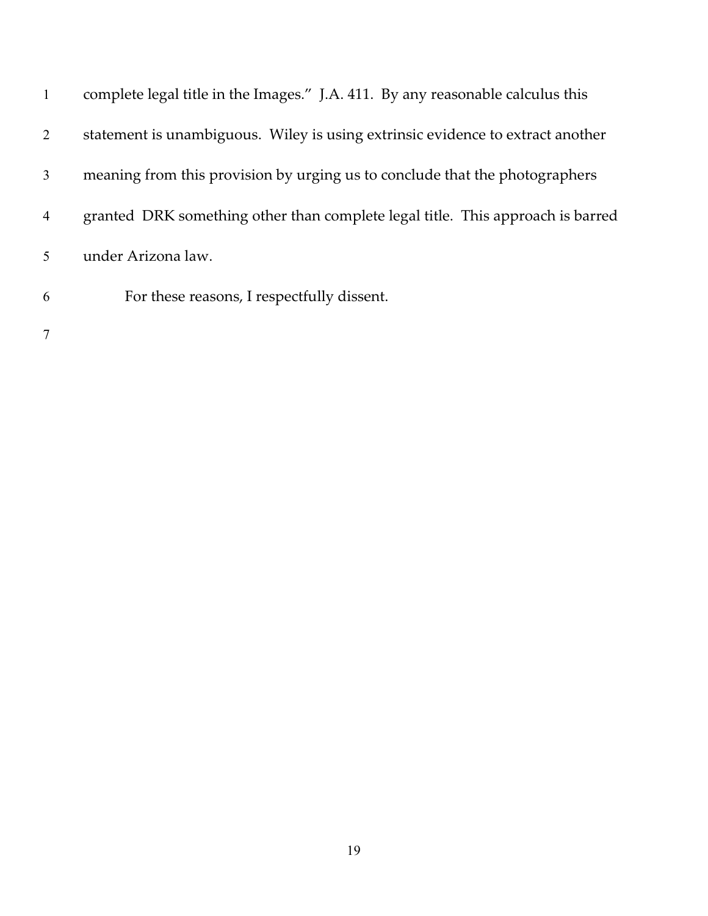complete legal title in the Images." J.A. 411. By any reasonable calculus this statement is unambiguous. Wiley is using extrinsic evidence to extract another meaning from this provision by urging us to conclude that the photographers granted DRK something other than complete legal title. This approach is barred under Arizona law.

For these reasons, I respectfully dissent.